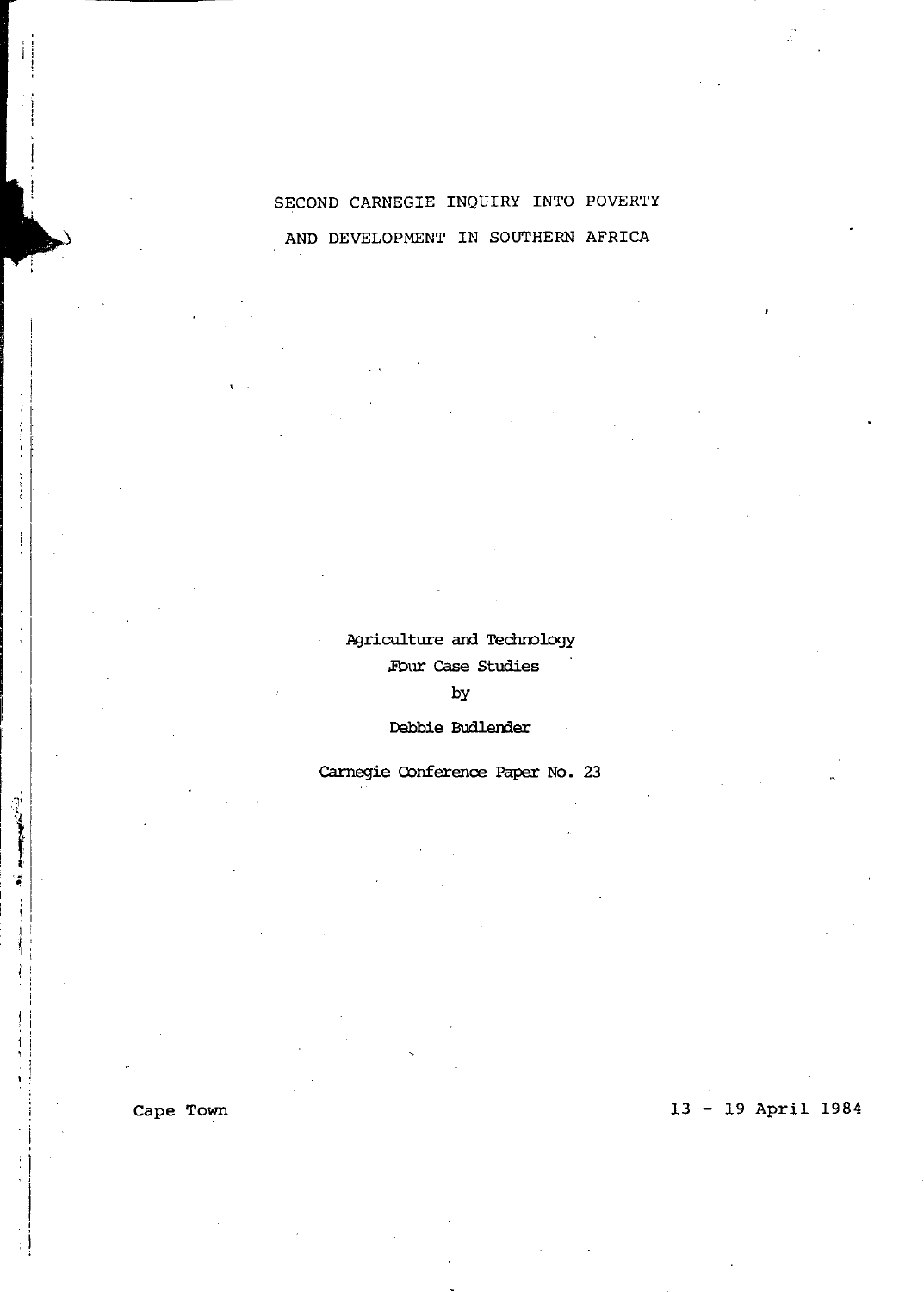# SECOND CARNEGIE INQUIRY INTO POVERTY AND DEVELOPMENT IN SOUTHERN AFRICA

Agriculture and Technology
Four Case Studies
by
Debbie Budlender

Carnegie Conference Paper No. 23

Cape Town

13 - 19 April 1984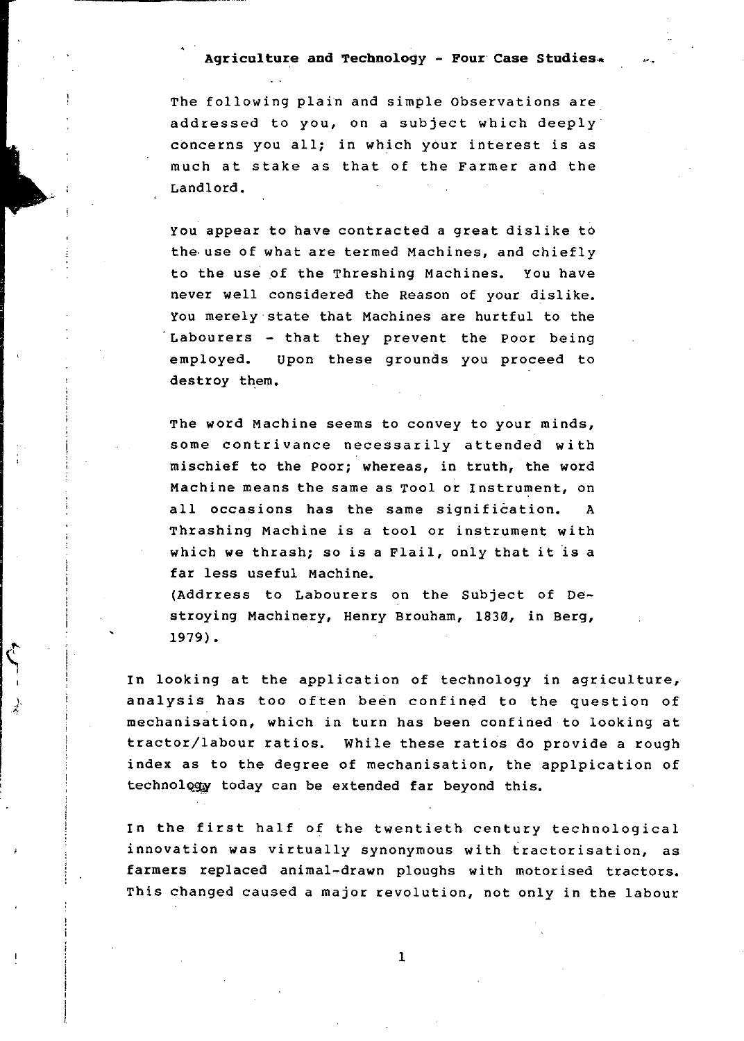# Agriculture and Technology - Four Case Studies*

> The following plain and simple Observations are addressed to you, on a subject which deeply concerns you all; in which your interest is as much at stake as that of the Farmer and the Landlord.
>
> You appear to have contracted a great dislike to the use of what are termed Machines, and chiefly to the use of the Threshing Machines. You have never well considered the Reason of your dislike. You merely state that Machines are hurtful to the Labourers - that they prevent the Poor being employed. Upon these grounds you proceed to destroy them.
>
> The word Machine seems to convey to your minds, some contrivance necessarily attended with mischief to the Poor; whereas, in truth, the word Machine means the same as Tool or Instrument, on all occasions has the same signification. A Thrashing Machine is a tool or instrument with which we thrash; so is a Flail, only that it is a far less useful Machine.
> (Addrress to Labourers on the Subject of Destroying Machinery, Henry Brouham, 1830, in Berg, 1979).

In looking at the application of technology in agriculture, analysis has too often been confined to the question of mechanisation, which in turn has been confined to looking at tractor/labour ratios. While these ratios do provide a rough index as to the degree of mechanisation, the applpication of technology today can be extended far beyond this.

In the first half of the twentieth century technological innovation was virtually synonymous with tractorisation, as farmers replaced animal-drawn ploughs with motorised tractors. This changed caused a major revolution, not only in the labour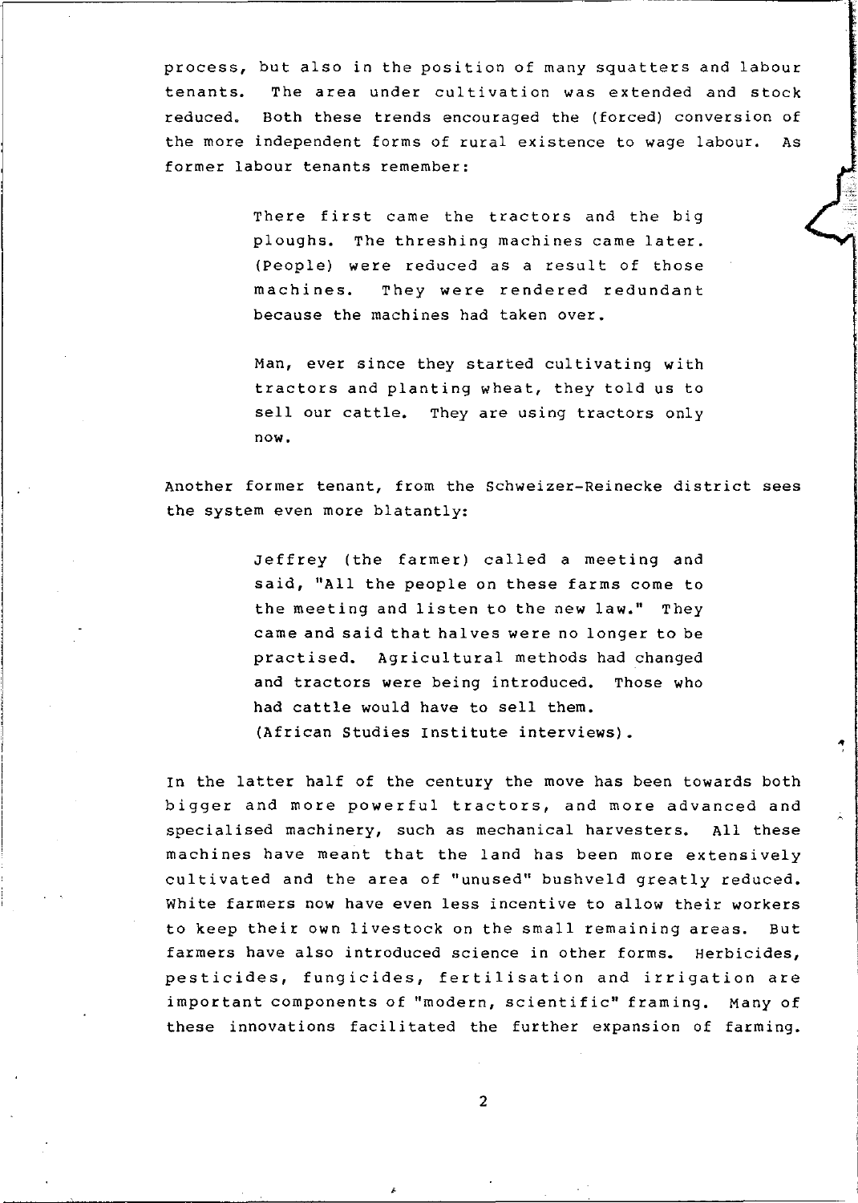process, but also in the position of many squatters and labour tenants. The area under cultivation was extended and stock reduced. Both these trends encouraged the (forced) conversion of the more independent forms of rural existence to wage labour. As former labour tenants remember:

> There first came the tractors and the big ploughs. The threshing machines came later. (People) were reduced as a result of those machines. They were rendered redundant because the machines had taken over.
>
> Man, ever since they started cultivating with tractors and planting wheat, they told us to sell our cattle. They are using tractors only now.

Another former tenant, from the Schweizer-Reinecke district sees the system even more blatantly:

> Jeffrey (the farmer) called a meeting and said, "All the people on these farms come to the meeting and listen to the new law." They came and said that halves were no longer to be practised. Agricultural methods had changed and tractors were being introduced. Those who had cattle would have to sell them.
> (African Studies Institute interviews).

In the latter half of the century the move has been towards both bigger and more powerful tractors, and more advanced and specialised machinery, such as mechanical harvesters. All these machines have meant that the land has been more extensively cultivated and the area of "unused" bushveld greatly reduced. White farmers now have even less incentive to allow their workers to keep their own livestock on the small remaining areas. But farmers have also introduced science in other forms. Herbicides, pesticides, fungicides, fertilisation and irrigation are important components of "modern, scientific" framing. Many of these innovations facilitated the further expansion of farming.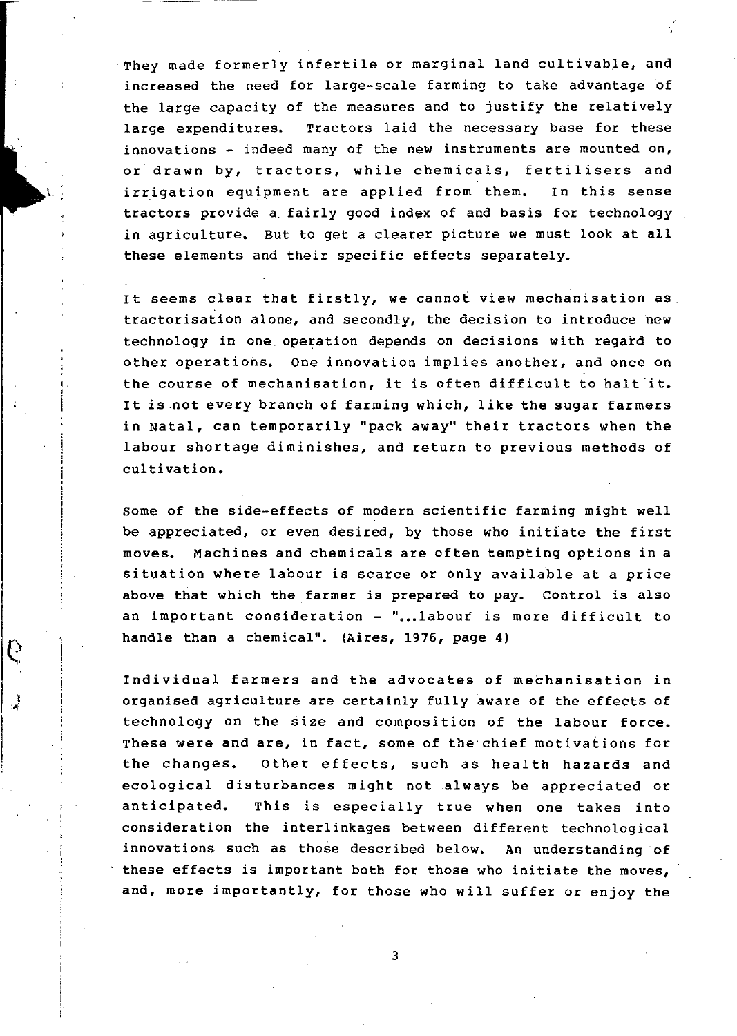They made formerly infertile or marginal land cultivable, and increased the need for large-scale farming to take advantage of the large capacity of the measures and to justify the relatively large expenditures. Tractors laid the necessary base for these innovations - indeed many of the new instruments are mounted on, or drawn by, tractors, while chemicals, fertilisers and irrigation equipment are applied from them. In this sense tractors provide a fairly good index of and basis for technology in agriculture. But to get a clearer picture we must look at all these elements and their specific effects separately.

It seems clear that firstly, we cannot view mechanisation as tractorisation alone, and secondly, the decision to introduce new technology in one operation depends on decisions with regard to other operations. One innovation implies another, and once on the course of mechanisation, it is often difficult to halt it. It is not every branch of farming which, like the sugar farmers in Natal, can temporarily "pack away" their tractors when the labour shortage diminishes, and return to previous methods of cultivation.

Some of the side-effects of modern scientific farming might well be appreciated, or even desired, by those who initiate the first moves. Machines and chemicals are often tempting options in a situation where labour is scarce or only available at a price above that which the farmer is prepared to pay. Control is also an important consideration - "...labour is more difficult to handle than a chemical". (Aires, 1976, page 4)

Individual farmers and the advocates of mechanisation in organised agriculture are certainly fully aware of the effects of technology on the size and composition of the labour force. These were and are, in fact, some of the chief motivations for the changes. Other effects, such as health hazards and ecological disturbances might not always be appreciated or anticipated. This is especially true when one takes into consideration the interlinkages between different technological innovations such as those described below. An understanding of these effects is important both for those who initiate the moves, and, more importantly, for those who will suffer or enjoy the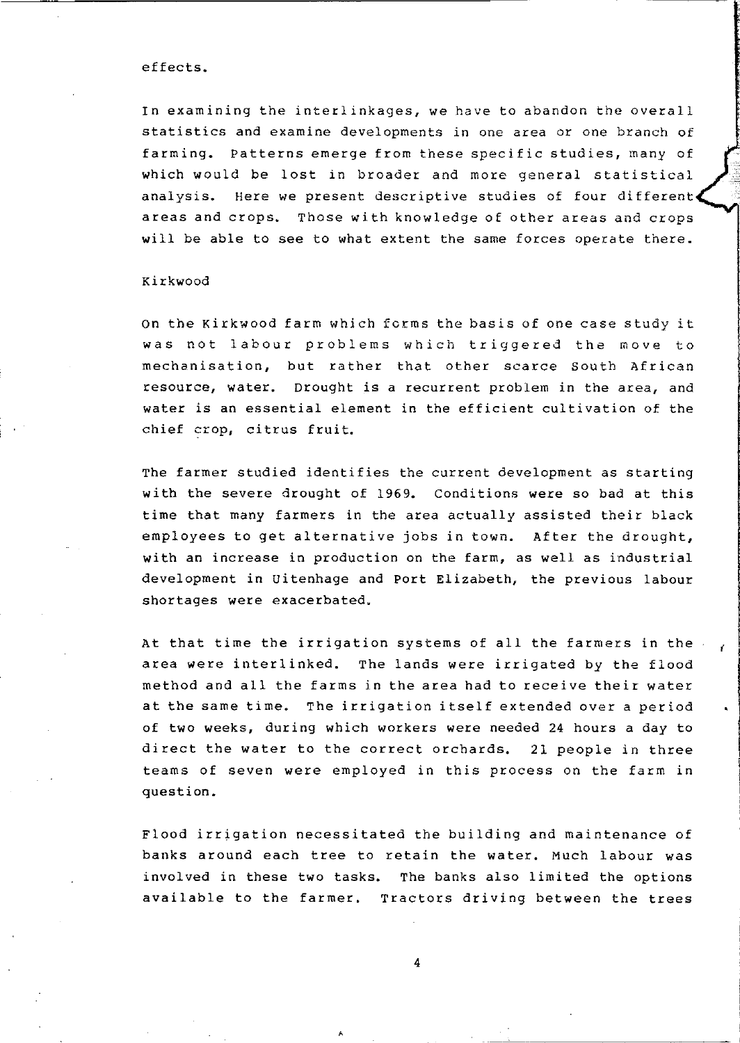effects.

In examining the interlinkages, we have to abandon the overall statistics and examine developments in one area or one branch of farming. Patterns emerge from these specific studies, many of which would be lost in broader and more general statistical analysis. Here we present descriptive studies of four different areas and crops. Those with knowledge of other areas and crops will be able to see to what extent the same forces operate there.

### Kirkwood

On the Kirkwood farm which forms the basis of one case study it was not labour problems which triggered the move to mechanisation, but rather that other scarce South African resource, water. Drought is a recurrent problem in the area, and water is an essential element in the efficient cultivation of the chief crop, citrus fruit.

The farmer studied identifies the current development as starting with the severe drought of 1969. Conditions were so bad at this time that many farmers in the area actually assisted their black employees to get alternative jobs in town. After the drought, with an increase in production on the farm, as well as industrial development in Uitenhage and Port Elizabeth, the previous labour shortages were exacerbated.

At that time the irrigation systems of all the farmers in the area were interlinked. The lands were irrigated by the flood method and all the farms in the area had to receive their water at the same time. The irrigation itself extended over a period of two weeks, during which workers were needed 24 hours a day to direct the water to the correct orchards. 21 people in three teams of seven were employed in this process on the farm in question.

Flood irrigation necessitated the building and maintenance of banks around each tree to retain the water. Much labour was involved in these two tasks. The banks also limited the options available to the farmer. Tractors driving between the trees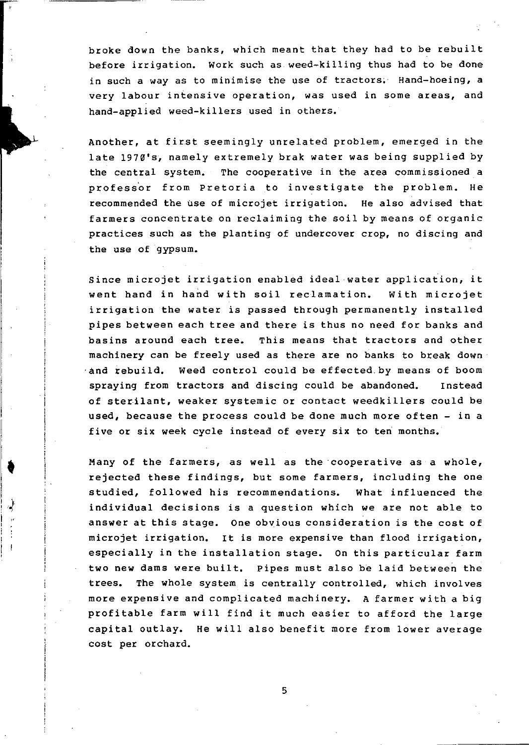broke down the banks, which meant that they had to be rebuilt before irrigation. Work such as weed-killing thus had to be done in such a way as to minimise the use of tractors. Hand-hoeing, a very labour intensive operation, was used in some areas, and hand-applied weed-killers used in others.

Another, at first seemingly unrelated problem, emerged in the late 1970's, namely extremely brak water was being supplied by the central system. The cooperative in the area commissioned a professor from Pretoria to investigate the problem. He recommended the use of microjet irrigation. He also advised that farmers concentrate on reclaiming the soil by means of organic practices such as the planting of undercover crop, no discing and the use of gypsum.

Since microjet irrigation enabled ideal water application, it went hand in hand with soil reclamation. With microjet irrigation the water is passed through permanently installed pipes between each tree and there is thus no need for banks and basins around each tree. This means that tractors and other machinery can be freely used as there are no banks to break down and rebuild. Weed control could be effected by means of boom spraying from tractors and discing could be abandoned. Instead of sterilant, weaker systemic or contact weedkillers could be used, because the process could be done much more often - in a five or six week cycle instead of every six to ten months.

Many of the farmers, as well as the cooperative as a whole, rejected these findings, but some farmers, including the one studied, followed his recommendations. What influenced the individual decisions is a question which we are not able to answer at this stage. One obvious consideration is the cost of microjet irrigation. It is more expensive than flood irrigation, especially in the installation stage. On this particular farm two new dams were built. Pipes must also be laid between the trees. The whole system is centrally controlled, which involves more expensive and complicated machinery. A farmer with a big profitable farm will find it much easier to afford the large capital outlay. He will also benefit more from lower average cost per orchard.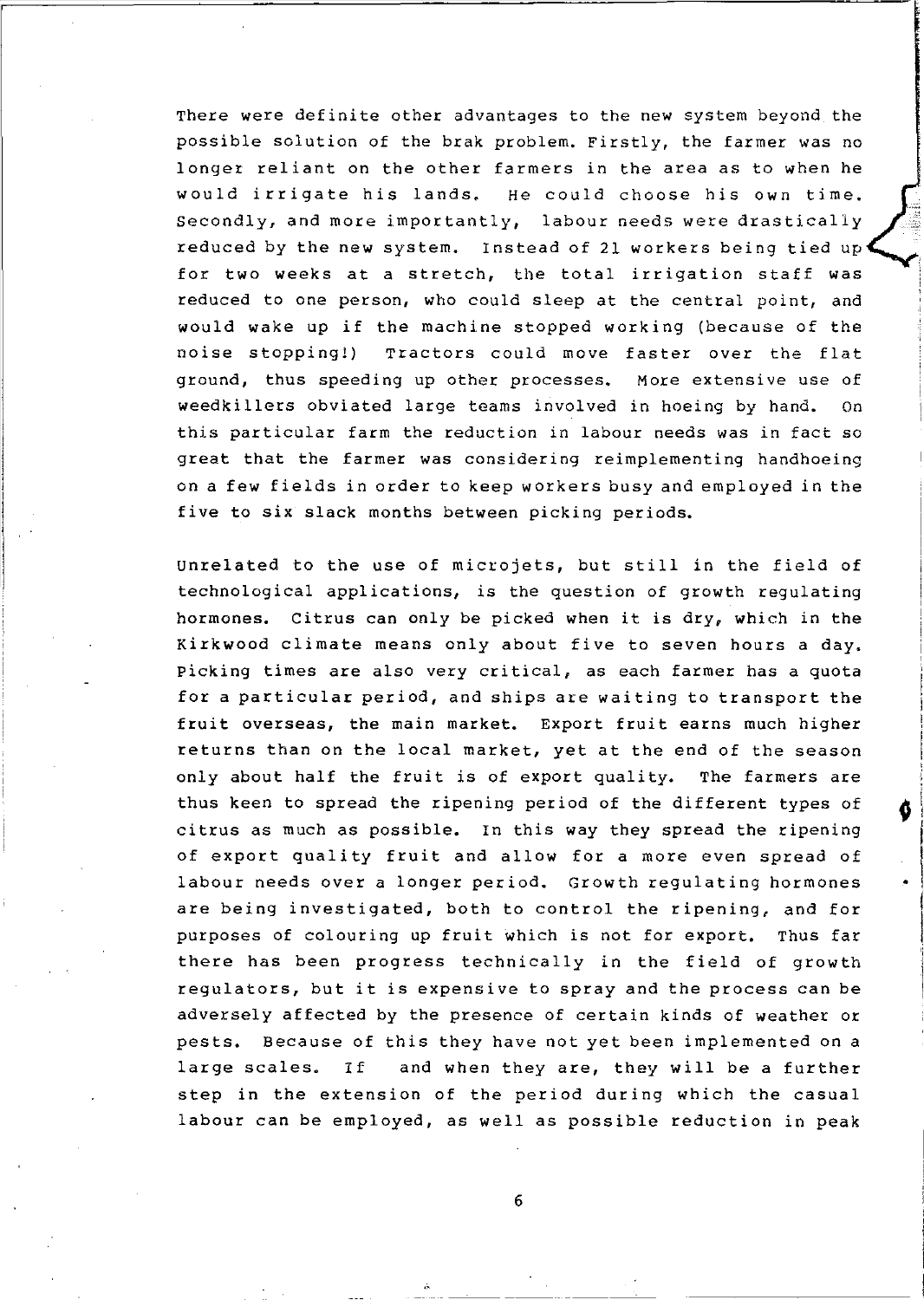There were definite other advantages to the new system beyond the possible solution of the brak problem. Firstly, the farmer was no longer reliant on the other farmers in the area as to when he would irrigate his lands. He could choose his own time. Secondly, and more importantly, labour needs were drastically reduced by the new system. Instead of 21 workers being tied up for two weeks at a stretch, the total irrigation staff was reduced to one person, who could sleep at the central point, and would wake up if the machine stopped working (because of the noise stopping!) Tractors could move faster over the flat ground, thus speeding up other processes. More extensive use of weedkillers obviated large teams involved in hoeing by hand. On this particular farm the reduction in labour needs was in fact so great that the farmer was considering reimplementing handhoeing on a few fields in order to keep workers busy and employed in the five to six slack months between picking periods.

Unrelated to the use of microjets, but still in the field of technological applications, is the question of growth regulating hormones. Citrus can only be picked when it is dry, which in the Kirkwood climate means only about five to seven hours a day. Picking times are also very critical, as each farmer has a quota for a particular period, and ships are waiting to transport the fruit overseas, the main market. Export fruit earns much higher returns than on the local market, yet at the end of the season only about half the fruit is of export quality. The farmers are thus keen to spread the ripening period of the different types of citrus as much as possible. In this way they spread the ripening of export quality fruit and allow for a more even spread of labour needs over a longer period. Growth regulating hormones are being investigated, both to control the ripening, and for purposes of colouring up fruit which is not for export. Thus far there has been progress technically in the field of growth regulators, but it is expensive to spray and the process can be adversely affected by the presence of certain kinds of weather or pests. Because of this they have not yet been implemented on a large scales. If and when they are, they will be a further step in the extension of the period during which the casual labour can be employed, as well as possible reduction in peak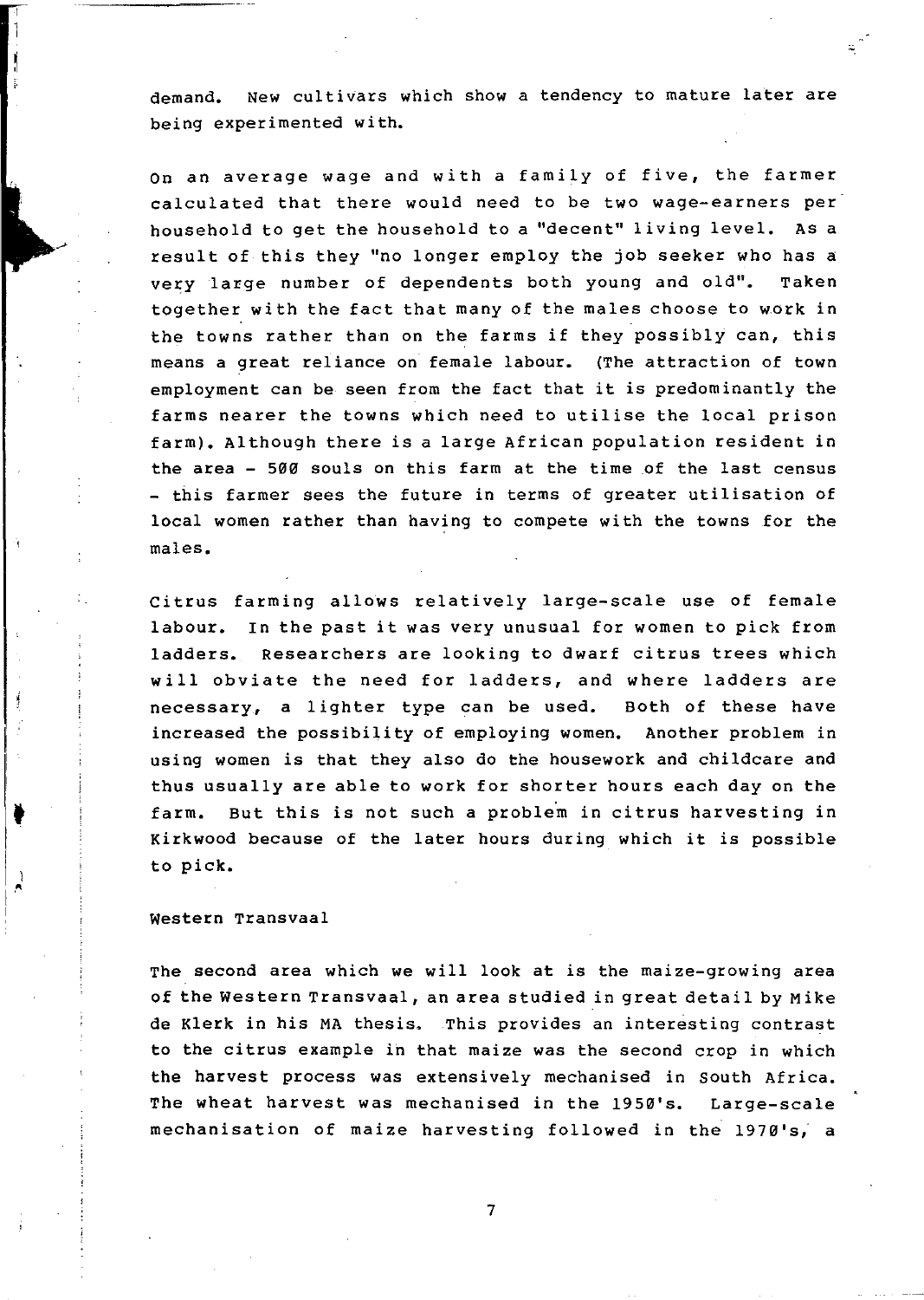demand. New cultivars which show a tendency to mature later are being experimented with.

On an average wage and with a family of five, the farmer calculated that there would need to be two wage-earners per household to get the household to a "decent" living level. As a result of this they "no longer employ the job seeker who has a very large number of dependents both young and old". Taken together with the fact that many of the males choose to work in the towns rather than on the farms if they possibly can, this means a great reliance on female labour. (The attraction of town employment can be seen from the fact that it is predominantly the farms nearer the towns which need to utilise the local prison farm). Although there is a large African population resident in the area - 500 souls on this farm at the time of the last census - this farmer sees the future in terms of greater utilisation of local women rather than having to compete with the towns for the males.

Citrus farming allows relatively large-scale use of female labour. In the past it was very unusual for women to pick from ladders. Researchers are looking to dwarf citrus trees which will obviate the need for ladders, and where ladders are necessary, a lighter type can be used. Both of these have increased the possibility of employing women. Another problem in using women is that they also do the housework and childcare and thus usually are able to work for shorter hours each day on the farm. But this is not such a problem in citrus harvesting in Kirkwood because of the later hours during which it is possible to pick.

## Western Transvaal

The second area which we will look at is the maize-growing area of the Western Transvaal, an area studied in great detail by Mike de Klerk in his MA thesis. This provides an interesting contrast to the citrus example in that maize was the second crop in which the harvest process was extensively mechanised in South Africa. The wheat harvest was mechanised in the 1950's. Large-scale mechanisation of maize harvesting followed in the 1970's, a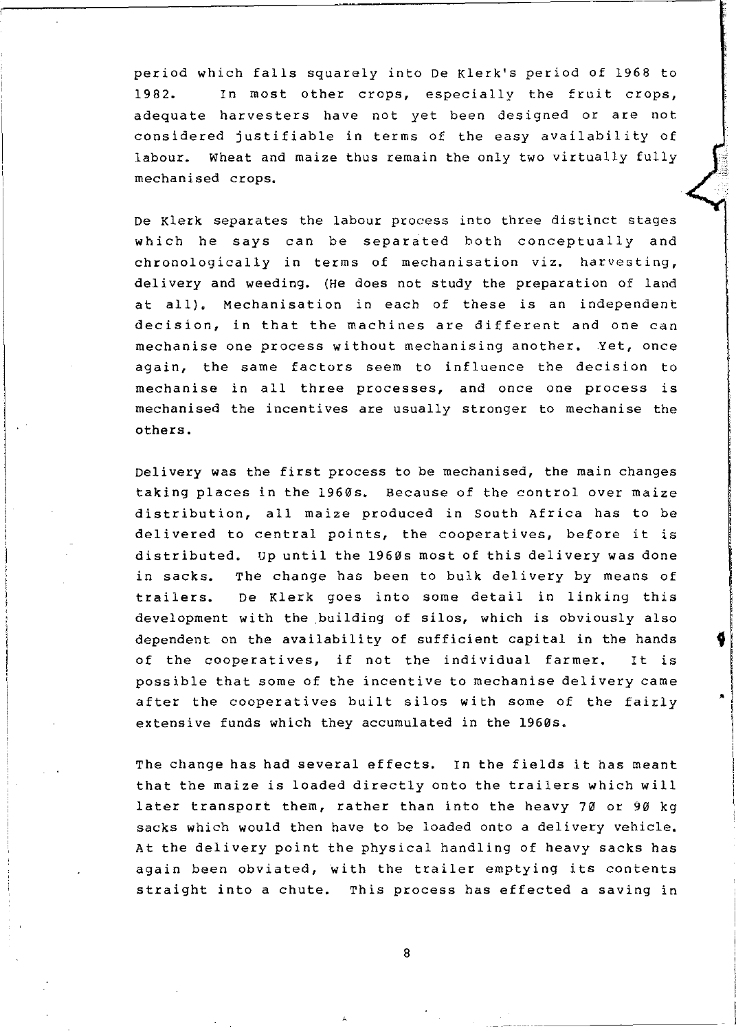period which falls squarely into De Klerk's period of 1968 to 1982. In most other crops, especially the fruit crops, adequate harvesters have not yet been designed or are not considered justifiable in terms of the easy availability of labour. Wheat and maize thus remain the only two virtually fully mechanised crops.

De Klerk separates the labour process into three distinct stages which he says can be separated both conceptually and chronologically in terms of mechanisation viz. harvesting, delivery and weeding. (He does not study the preparation of land at all). Mechanisation in each of these is an independent decision, in that the machines are different and one can mechanise one process without mechanising another. Yet, once again, the same factors seem to influence the decision to mechanise in all three processes, and once one process is mechanised the incentives are usually stronger to mechanise the others.

Delivery was the first process to be mechanised, the main changes taking places in the 1960s. Because of the control over maize distribution, all maize produced in South Africa has to be delivered to central points, the cooperatives, before it is distributed. Up until the 1960s most of this delivery was done in sacks. The change has been to bulk delivery by means of trailers. De Klerk goes into some detail in linking this development with the building of silos, which is obviously also dependent on the availability of sufficient capital in the hands of the cooperatives, if not the individual farmer. It is possible that some of the incentive to mechanise delivery came after the cooperatives built silos with some of the fairly extensive funds which they accumulated in the 1960s.

The change has had several effects. In the fields it has meant that the maize is loaded directly onto the trailers which will later transport them, rather than into the heavy 70 or 90 kg sacks which would then have to be loaded onto a delivery vehicle. At the delivery point the physical handling of heavy sacks has again been obviated, with the trailer emptying its contents straight into a chute. This process has effected a saving in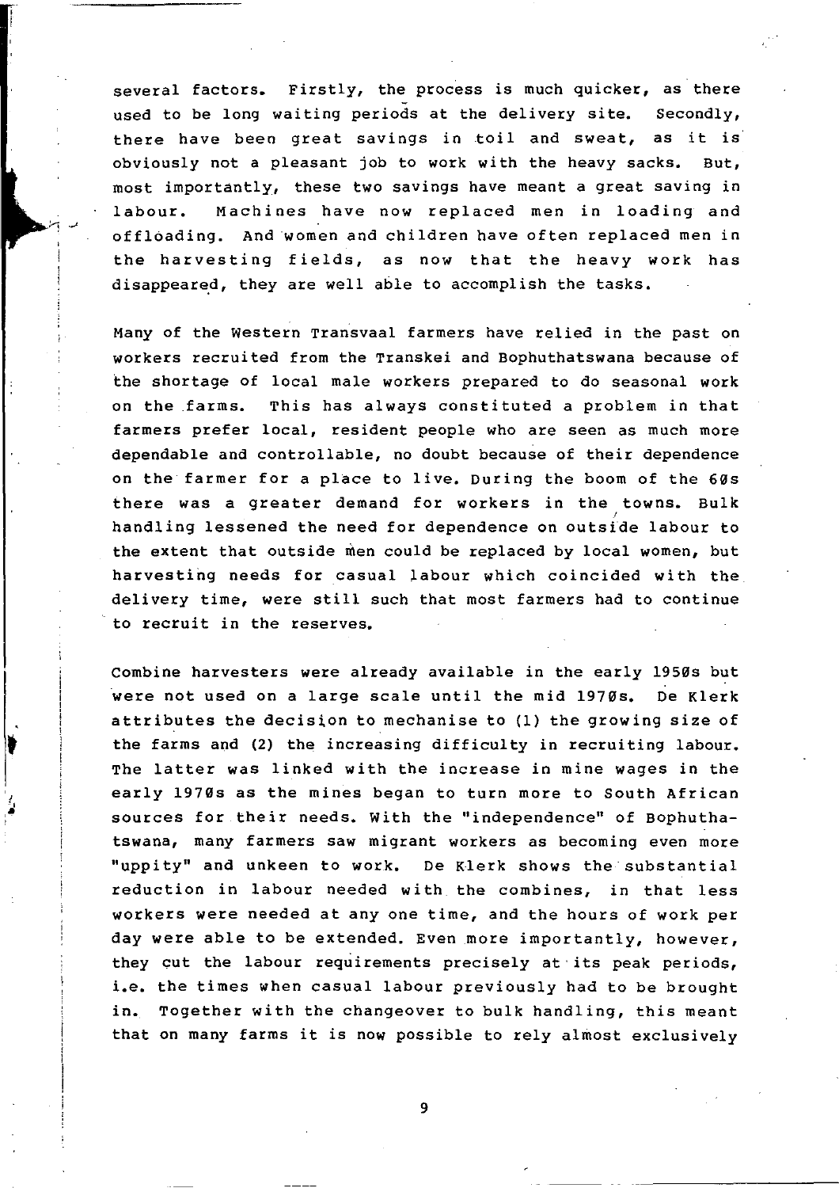several factors. Firstly, the process is much quicker, as there used to be long waiting periods at the delivery site. Secondly, there have been great savings in toil and sweat, as it is obviously not a pleasant job to work with the heavy sacks. But, most importantly, these two savings have meant a great saving in labour. Machines have now replaced men in loading and offloading. And women and children have often replaced men in the harvesting fields, as now that the heavy work has disappeared, they are well able to accomplish the tasks.

Many of the Western Transvaal farmers have relied in the past on workers recruited from the Transkei and Bophuthatswana because of the shortage of local male workers prepared to do seasonal work on the farms. This has always constituted a problem in that farmers prefer local, resident people who are seen as much more dependable and controllable, no doubt because of their dependence on the farmer for a place to live. During the boom of the 60s there was a greater demand for workers in the towns. Bulk handling lessened the need for dependence on outside labour to the extent that outside men could be replaced by local women, but harvesting needs for casual labour which coincided with the delivery time, were still such that most farmers had to continue to recruit in the reserves.

Combine harvesters were already available in the early 1950s but were not used on a large scale until the mid 1970s. De Klerk attributes the decision to mechanise to (1) the growing size of the farms and (2) the increasing difficulty in recruiting labour. The latter was linked with the increase in mine wages in the early 1970s as the mines began to turn more to South African sources for their needs. With the "independence" of Bophuthatswana, many farmers saw migrant workers as becoming even more "uppity" and unkeen to work. De Klerk shows the substantial reduction in labour needed with the combines, in that less workers were needed at any one time, and the hours of work per day were able to be extended. Even more importantly, however, they cut the labour requirements precisely at its peak periods, i.e. the times when casual labour previously had to be brought in. Together with the changeover to bulk handling, this meant that on many farms it is now possible to rely almost exclusively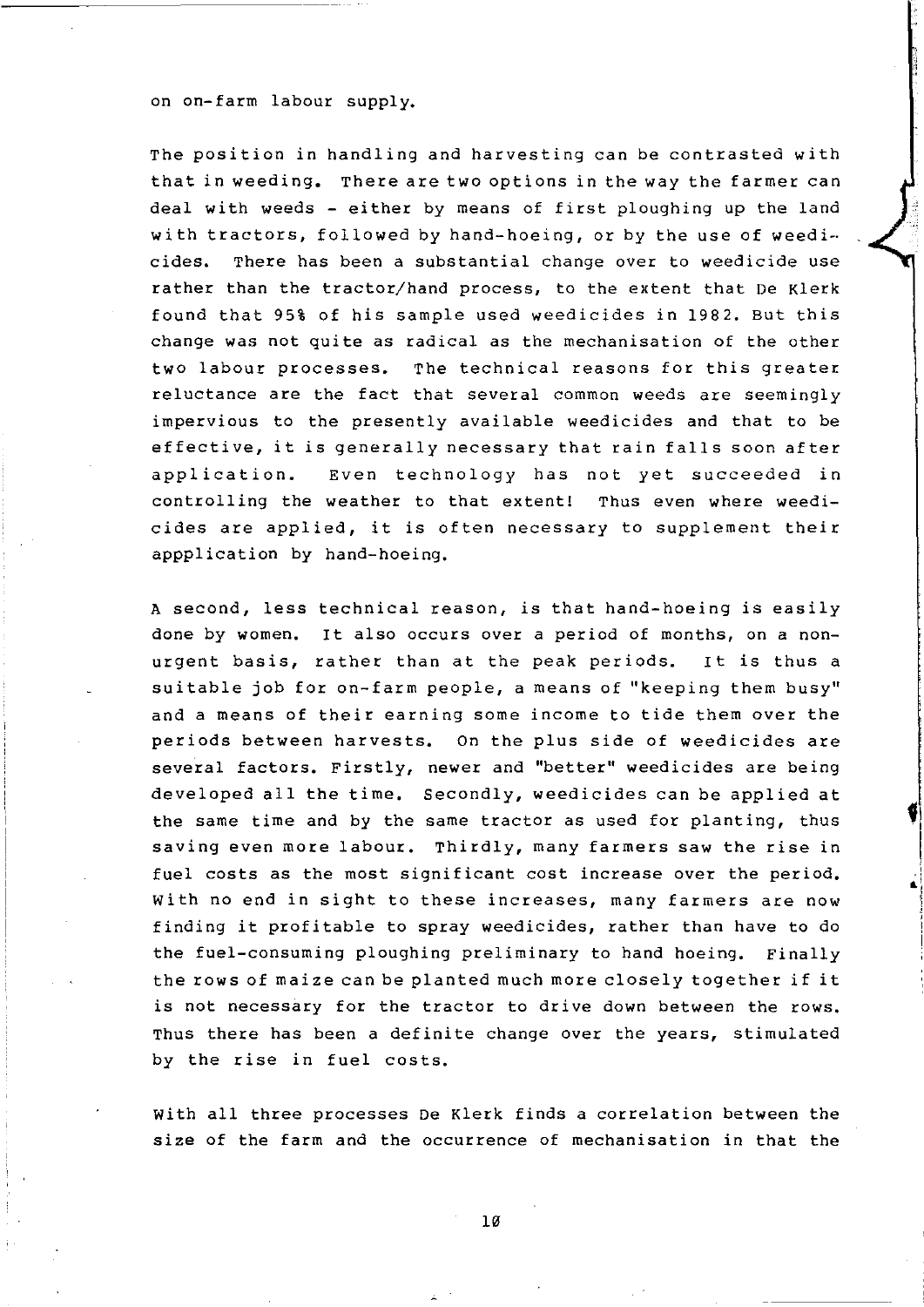on on-farm labour supply.

The position in handling and harvesting can be contrasted with that in weeding. There are two options in the way the farmer can deal with weeds - either by means of first ploughing up the land with tractors, followed by hand-hoeing, or by the use of weedicides. There has been a substantial change over to weedicide use rather than the tractor/hand process, to the extent that De Klerk found that 95% of his sample used weedicides in 1982. But this change was not quite as radical as the mechanisation of the other two labour processes. The technical reasons for this greater reluctance are the fact that several common weeds are seemingly impervious to the presently available weedicides and that to be effective, it is generally necessary that rain falls soon after application. Even technology has not yet succeeded in controlling the weather to that extent! Thus even where weedicides are applied, it is often necessary to supplement their appplication by hand-hoeing.

A second, less technical reason, is that hand-hoeing is easily done by women. It also occurs over a period of months, on a non-urgent basis, rather than at the peak periods. It is thus a suitable job for on-farm people, a means of "keeping them busy" and a means of their earning some income to tide them over the periods between harvests. On the plus side of weedicides are several factors. Firstly, newer and "better" weedicides are being developed all the time. Secondly, weedicides can be applied at the same time and by the same tractor as used for planting, thus saving even more labour. Thirdly, many farmers saw the rise in fuel costs as the most significant cost increase over the period. With no end in sight to these increases, many farmers are now finding it profitable to spray weedicides, rather than have to do the fuel-consuming ploughing preliminary to hand hoeing. Finally the rows of maize can be planted much more closely together if it is not necessary for the tractor to drive down between the rows. Thus there has been a definite change over the years, stimulated by the rise in fuel costs.

With all three processes De Klerk finds a correlation between the size of the farm and the occurrence of mechanisation in that the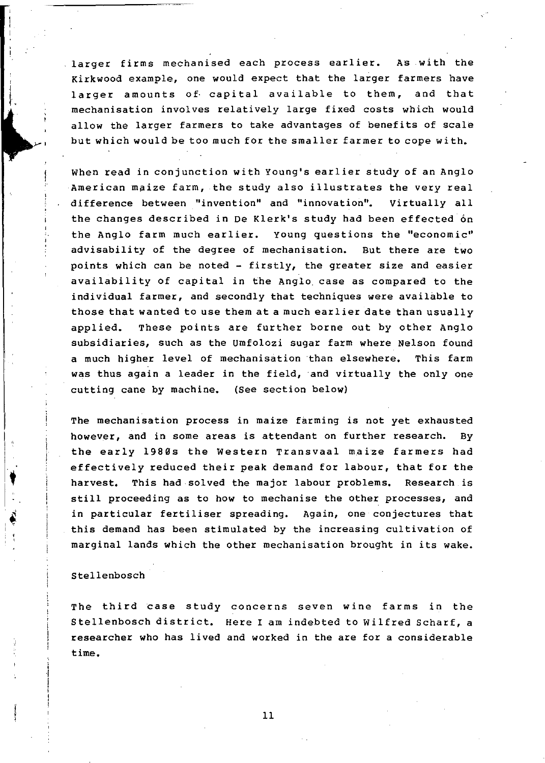larger firms mechanised each process earlier. As with the Kirkwood example, one would expect that the larger farmers have larger amounts of capital available to them, and that mechanisation involves relatively large fixed costs which would allow the larger farmers to take advantages of benefits of scale but which would be too much for the smaller farmer to cope with.

When read in conjunction with Young's earlier study of an Anglo American maize farm, the study also illustrates the very real difference between "invention" and "innovation". Virtually all the changes described in De Klerk's study had been effected on the Anglo farm much earlier. Young questions the "economic" advisability of the degree of mechanisation. But there are two points which can be noted - firstly, the greater size and easier availability of capital in the Anglo case as compared to the individual farmer, and secondly that techniques were available to those that wanted to use them at a much earlier date than usually applied. These points are further borne out by other Anglo subsidiaries, such as the Umfolozi sugar farm where Nelson found a much higher level of mechanisation than elsewhere. This farm was thus again a leader in the field, and virtually the only one cutting cane by machine. (See section below)

The mechanisation process in maize farming is not yet exhausted however, and in some areas is attendant on further research. By the early 1980s the Western Transvaal maize farmers had effectively reduced their peak demand for labour, that for the harvest. This had solved the major labour problems. Research is still proceeding as to how to mechanise the other processes, and in particular fertiliser spreading. Again, one conjectures that this demand has been stimulated by the increasing cultivation of marginal lands which the other mechanisation brought in its wake.

## Stellenbosch

The third case study concerns seven wine farms in the Stellenbosch district. Here I am indebted to Wilfred Scharf, a researcher who has lived and worked in the are for a considerable time.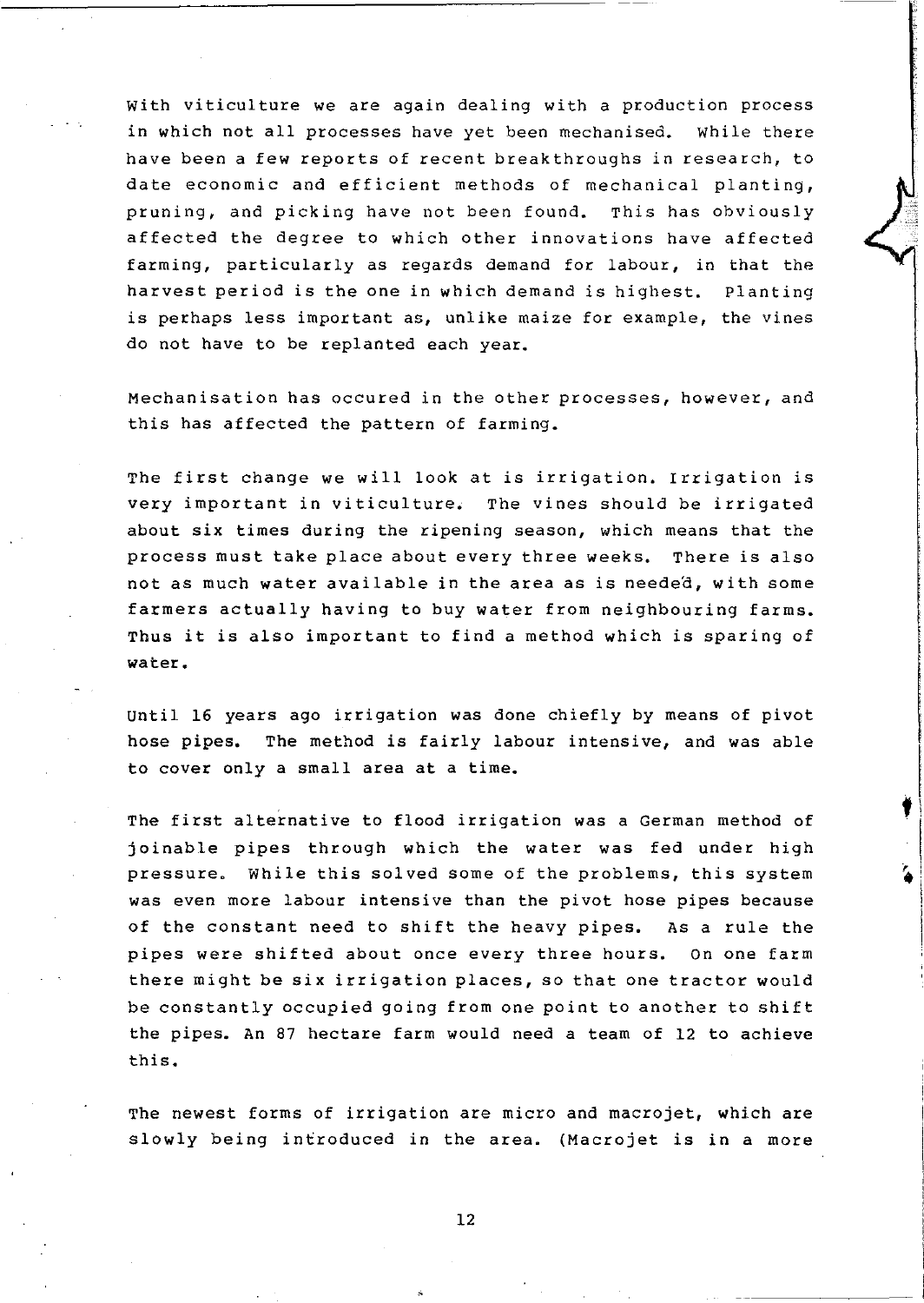With viticulture we are again dealing with a production process in which not all processes have yet been mechanised. While there have been a few reports of recent breakthroughs in research, to date economic and efficient methods of mechanical planting, pruning, and picking have not been found. This has obviously affected the degree to which other innovations have affected farming, particularly as regards demand for labour, in that the harvest period is the one in which demand is highest. Planting is perhaps less important as, unlike maize for example, the vines do not have to be replanted each year.

Mechanisation has occured in the other processes, however, and this has affected the pattern of farming.

The first change we will look at is irrigation. Irrigation is very important in viticulture. The vines should be irrigated about six times during the ripening season, which means that the process must take place about every three weeks. There is also not as much water available in the area as is needed, with some farmers actually having to buy water from neighbouring farms. Thus it is also important to find a method which is sparing of water.

Until 16 years ago irrigation was done chiefly by means of pivot hose pipes. The method is fairly labour intensive, and was able to cover only a small area at a time.

The first alternative to flood irrigation was a German method of joinable pipes through which the water was fed under high pressure. While this solved some of the problems, this system was even more labour intensive than the pivot hose pipes because of the constant need to shift the heavy pipes. As a rule the pipes were shifted about once every three hours. On one farm there might be six irrigation places, so that one tractor would be constantly occupied going from one point to another to shift the pipes. An 87 hectare farm would need a team of 12 to achieve this.

The newest forms of irrigation are micro and macrojet, which are slowly being introduced in the area. (Macrojet is in a more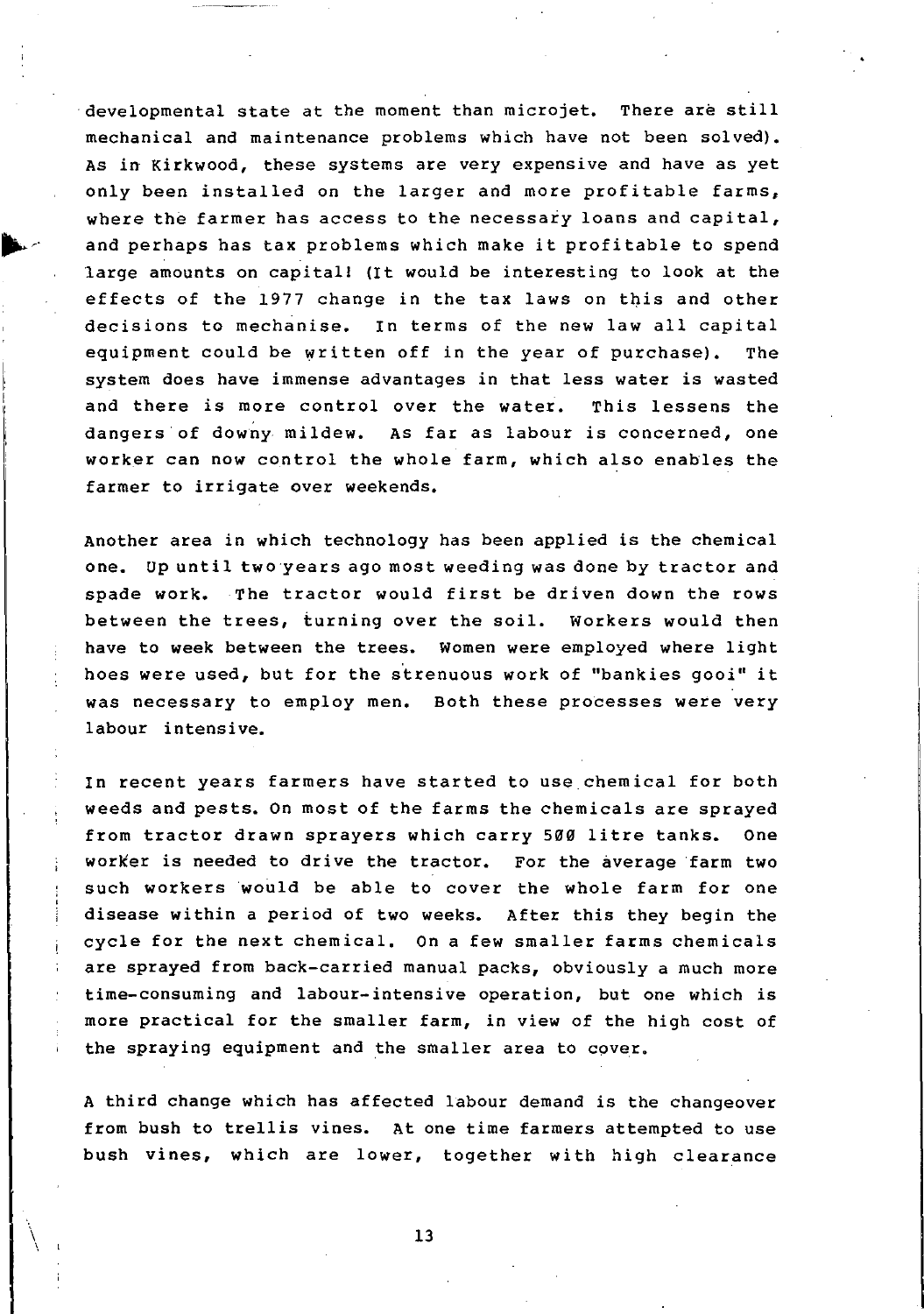developmental state at the moment than microjet. There are still mechanical and maintenance problems which have not been solved). As in Kirkwood, these systems are very expensive and have as yet only been installed on the larger and more profitable farms, where the farmer has access to the necessary loans and capital, and perhaps has tax problems which make it profitable to spend large amounts on capital! (It would be interesting to look at the effects of the 1977 change in the tax laws on this and other decisions to mechanise. In terms of the new law all capital equipment could be written off in the year of purchase). The system does have immense advantages in that less water is wasted and there is more control over the water. This lessens the dangers of downy mildew. As far as labour is concerned, one worker can now control the whole farm, which also enables the farmer to irrigate over weekends.

Another area in which technology has been applied is the chemical one. Up until two years ago most weeding was done by tractor and spade work. The tractor would first be driven down the rows between the trees, turning over the soil. Workers would then have to week between the trees. Women were employed where light hoes were used, but for the strenuous work of "bankies gooi" it was necessary to employ men. Both these processes were very labour intensive.

In recent years farmers have started to use chemical for both weeds and pests. On most of the farms the chemicals are sprayed from tractor drawn sprayers which carry 500 litre tanks. One worker is needed to drive the tractor. For the average farm two such workers would be able to cover the whole farm for one disease within a period of two weeks. After this they begin the cycle for the next chemical. On a few smaller farms chemicals are sprayed from back-carried manual packs, obviously a much more time-consuming and labour-intensive operation, but one which is more practical for the smaller farm, in view of the high cost of the spraying equipment and the smaller area to cover.

A third change which has affected labour demand is the changeover from bush to trellis vines. At one time farmers attempted to use bush vines, which are lower, together with high clearance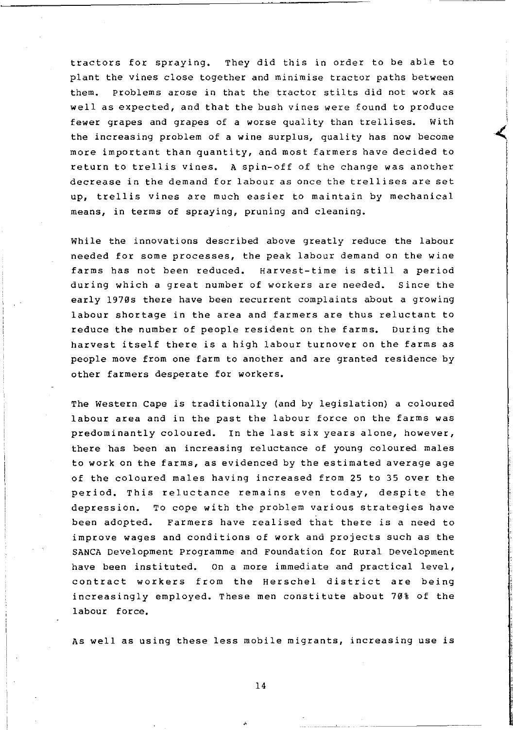tractors for spraying. They did this in order to be able to plant the vines close together and minimise tractor paths between them. Problems arose in that the tractor stilts did not work as well as expected, and that the bush vines were found to produce fewer grapes and grapes of a worse quality than trellises. With the increasing problem of a wine surplus, quality has now become more important than quantity, and most farmers have decided to return to trellis vines. A spin-off of the change was another decrease in the demand for labour as once the trellises are set up, trellis vines are much easier to maintain by mechanical means, in terms of spraying, pruning and cleaning.

While the innovations described above greatly reduce the labour needed for some processes, the peak labour demand on the wine farms has not been reduced. Harvest-time is still a period during which a great number of workers are needed. Since the early 1970s there have been recurrent complaints about a growing labour shortage in the area and farmers are thus reluctant to reduce the number of people resident on the farms. During the harvest itself there is a high labour turnover on the farms as people move from one farm to another and are granted residence by other farmers desperate for workers.

The Western Cape is traditionally (and by legislation) a coloured labour area and in the past the labour force on the farms was predominantly coloured. In the last six years alone, however, there has been an increasing reluctance of young coloured males to work on the farms, as evidenced by the estimated average age of the coloured males having increased from 25 to 35 over the period. This reluctance remains even today, despite the depression. To cope with the problem various strategies have been adopted. Farmers have realised that there is a need to improve wages and conditions of work and projects such as the SANCA Development Programme and Foundation for Rural Development have been instituted. On a more immediate and practical level, contract workers from the Herschel district are being increasingly employed. These men constitute about 70% of the labour force.

As well as using these less mobile migrants, increasing use is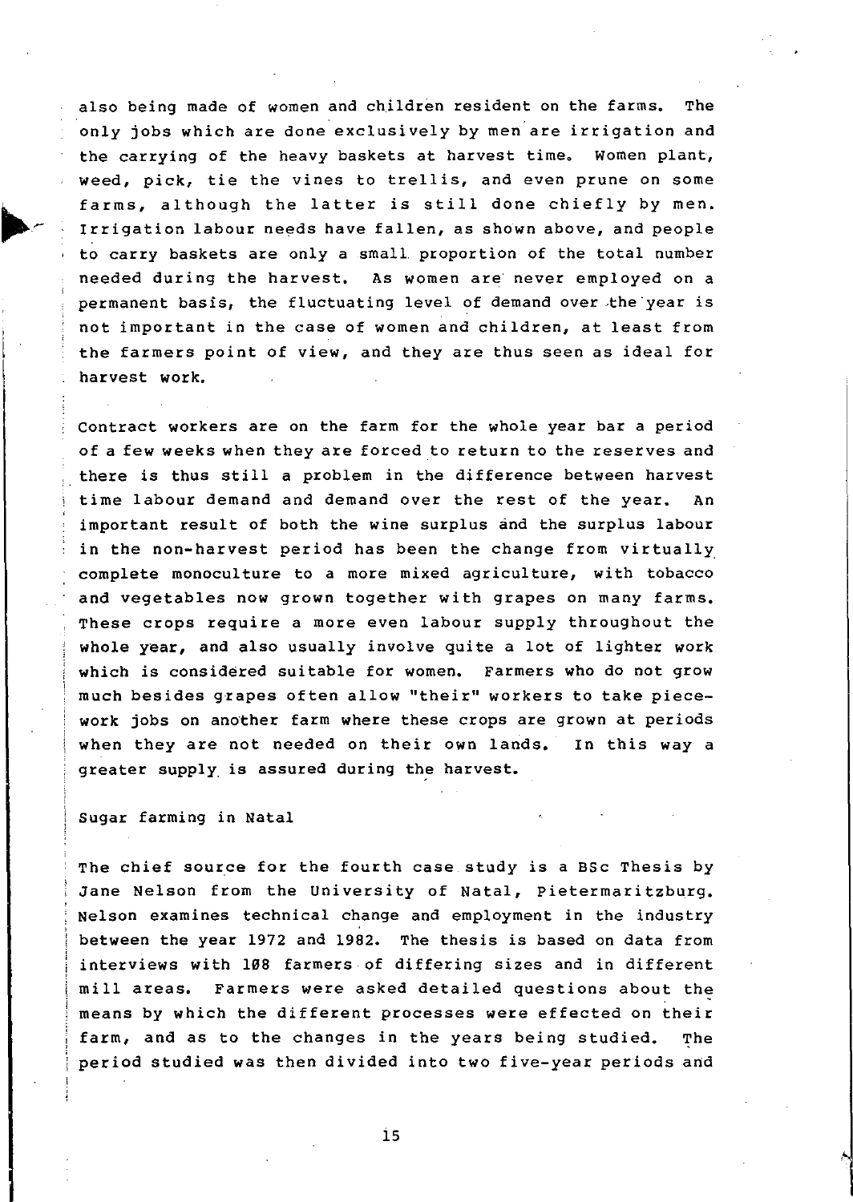also being made of women and children resident on the farms. The only jobs which are done exclusively by men are irrigation and the carrying of the heavy baskets at harvest time. Women plant, weed, pick, tie the vines to trellis, and even prune on some farms, although the latter is still done chiefly by men. Irrigation labour needs have fallen, as shown above, and people to carry baskets are only a small proportion of the total number needed during the harvest. As women are never employed on a permanent basis, the fluctuating level of demand over the year is not important in the case of women and children, at least from the farmers point of view, and they are thus seen as ideal for harvest work.

Contract workers are on the farm for the whole year bar a period of a few weeks when they are forced to return to the reserves and there is thus still a problem in the difference between harvest time labour demand and demand over the rest of the year. An important result of both the wine surplus and the surplus labour in the non-harvest period has been the change from virtually complete monoculture to a more mixed agriculture, with tobacco and vegetables now grown together with grapes on many farms. These crops require a more even labour supply throughout the whole year, and also usually involve quite a lot of lighter work which is considered suitable for women. Farmers who do not grow much besides grapes often allow "their" workers to take piece-work jobs on another farm where these crops are grown at periods when they are not needed on their own lands. In this way a greater supply is assured during the harvest.

Sugar farming in Natal

The chief source for the fourth case study is a BSc Thesis by Jane Nelson from the University of Natal, Pietermaritzburg. Nelson examines technical change and employment in the industry between the year 1972 and 1982. The thesis is based on data from interviews with 108 farmers of differing sizes and in different mill areas. Farmers were asked detailed questions about the means by which the different processes were effected on their farm, and as to the changes in the years being studied. The period studied was then divided into two five-year periods and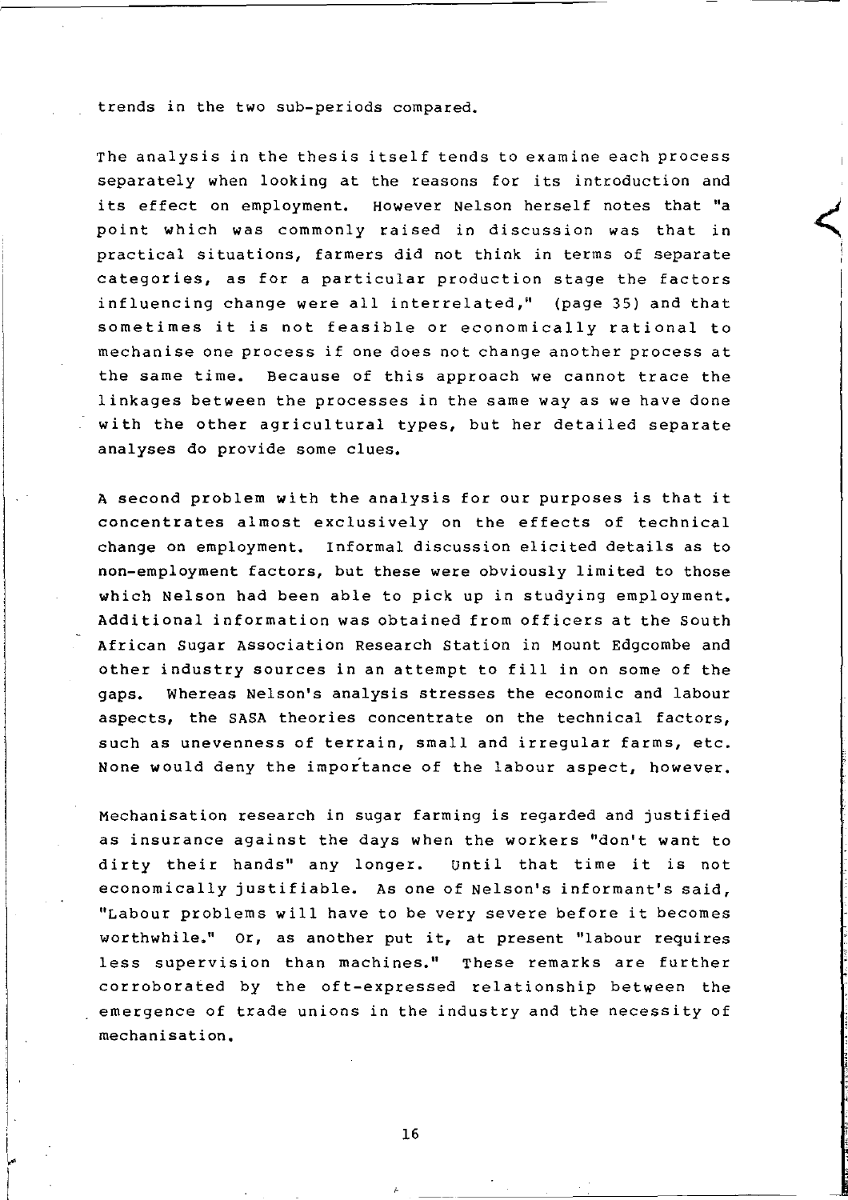trends in the two sub-periods compared.

The analysis in the thesis itself tends to examine each process separately when looking at the reasons for its introduction and its effect on employment. However Nelson herself notes that "a point which was commonly raised in discussion was that in practical situations, farmers did not think in terms of separate categories, as for a particular production stage the factors influencing change were all interrelated," (page 35) and that sometimes it is not feasible or economically rational to mechanise one process if one does not change another process at the same time. Because of this approach we cannot trace the linkages between the processes in the same way as we have done with the other agricultural types, but her detailed separate analyses do provide some clues.

A second problem with the analysis for our purposes is that it concentrates almost exclusively on the effects of technical change on employment. Informal discussion elicited details as to non-employment factors, but these were obviously limited to those which Nelson had been able to pick up in studying employment. Additional information was obtained from officers at the South African Sugar Association Research Station in Mount Edgcombe and other industry sources in an attempt to fill in on some of the gaps. Whereas Nelson's analysis stresses the economic and labour aspects, the SASA theories concentrate on the technical factors, such as unevenness of terrain, small and irregular farms, etc. None would deny the importance of the labour aspect, however.

Mechanisation research in sugar farming is regarded and justified as insurance against the days when the workers "don't want to dirty their hands" any longer. Until that time it is not economically justifiable. As one of Nelson's informant's said, "Labour problems will have to be very severe before it becomes worthwhile." Or, as another put it, at present "labour requires less supervision than machines." These remarks are further corroborated by the oft-expressed relationship between the emergence of trade unions in the industry and the necessity of mechanisation.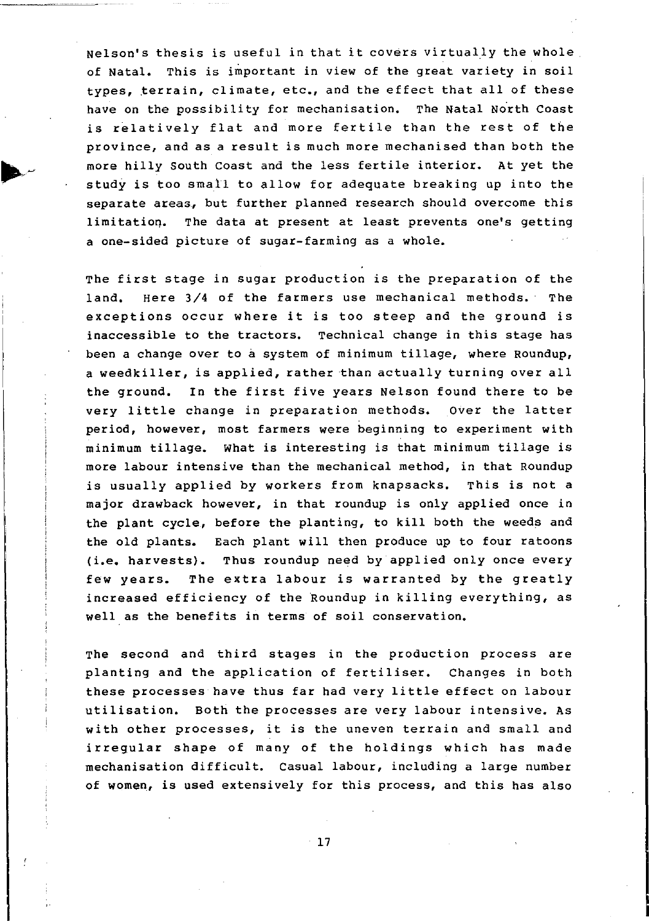Nelson's thesis is useful in that it covers virtually the whole of Natal. This is important in view of the great variety in soil types, terrain, climate, etc., and the effect that all of these have on the possibility for mechanisation. The Natal North Coast is relatively flat and more fertile than the rest of the province, and as a result is much more mechanised than both the more hilly South Coast and the less fertile interior. At yet the study is too small to allow for adequate breaking up into the separate areas, but further planned research should overcome this limitation. The data at present at least prevents one's getting a one-sided picture of sugar-farming as a whole.

The first stage in sugar production is the preparation of the land. Here 3/4 of the farmers use mechanical methods. The exceptions occur where it is too steep and the ground is inaccessible to the tractors. Technical change in this stage has been a change over to a system of minimum tillage, where Roundup, a weedkiller, is applied, rather than actually turning over all the ground. In the first five years Nelson found there to be very little change in preparation methods. Over the latter period, however, most farmers were beginning to experiment with minimum tillage. What is interesting is that minimum tillage is more labour intensive than the mechanical method, in that Roundup is usually applied by workers from knapsacks. This is not a major drawback however, in that roundup is only applied once in the plant cycle, before the planting, to kill both the weeds and the old plants. Each plant will then produce up to four ratoons (i.e. harvests). Thus roundup need by applied only once every few years. The extra labour is warranted by the greatly increased efficiency of the Roundup in killing everything, as well as the benefits in terms of soil conservation.

The second and third stages in the production process are planting and the application of fertiliser. Changes in both these processes have thus far had very little effect on labour utilisation. Both the processes are very labour intensive. As with other processes, it is the uneven terrain and small and irregular shape of many of the holdings which has made mechanisation difficult. Casual labour, including a large number of women, is used extensively for this process, and this has also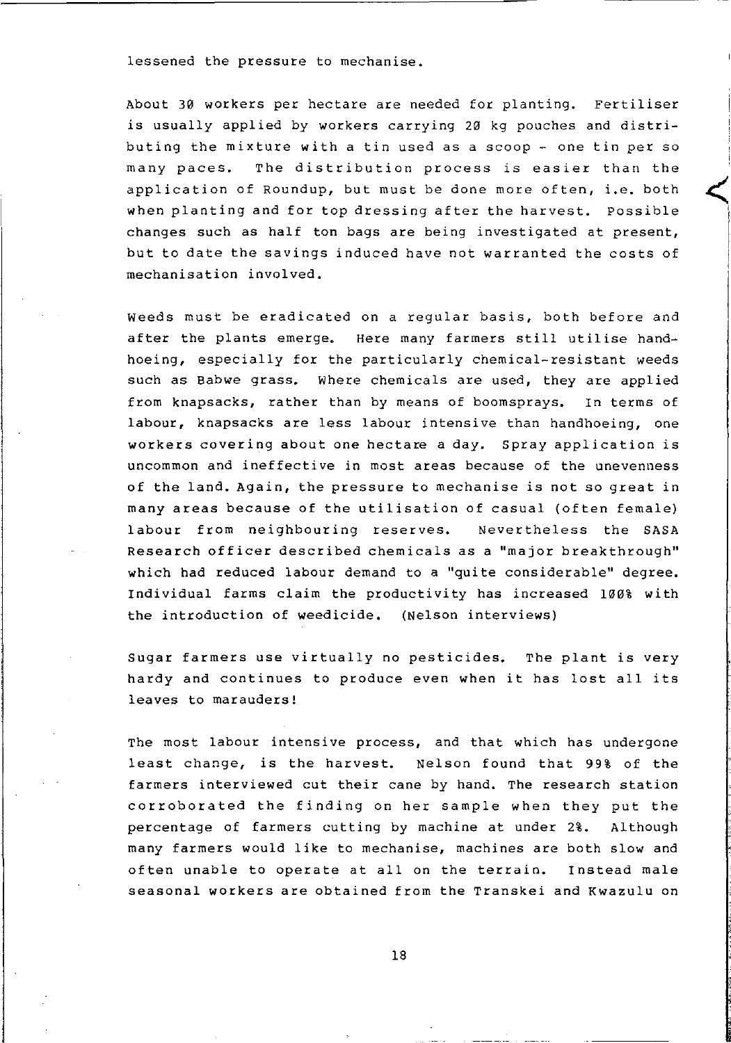lessened the pressure to mechanise.

About 30 workers per hectare are needed for planting. Fertiliser is usually applied by workers carrying 20 kg pouches and distributing the mixture with a tin used as a scoop - one tin per so many paces. The distribution process is easier than the application of Roundup, but must be done more often, i.e. both when planting and for top dressing after the harvest. Possible changes such as half ton bags are being investigated at present, but to date the savings induced have not warranted the costs of mechanisation involved.

Weeds must be eradicated on a regular basis, both before and after the plants emerge. Here many farmers still utilise hand-hoeing, especially for the particularly chemical-resistant weeds such as Babwe grass. Where chemicals are used, they are applied from knapsacks, rather than by means of boomsprays. In terms of labour, knapsacks are less labour intensive than handhoeing, one workers covering about one hectare a day. Spray application is uncommon and ineffective in most areas because of the unevenness of the land. Again, the pressure to mechanise is not so great in many areas because of the utilisation of casual (often female) labour from neighbouring reserves. Nevertheless the SASA Research officer described chemicals as a "major breakthrough" which had reduced labour demand to a "quite considerable" degree. Individual farms claim the productivity has increased 100% with the introduction of weedicide. (Nelson interviews)

Sugar farmers use virtually no pesticides. The plant is very hardy and continues to produce even when it has lost all its leaves to marauders!

The most labour intensive process, and that which has undergone least change, is the harvest. Nelson found that 99% of the farmers interviewed cut their cane by hand. The research station corroborated the finding on her sample when they put the percentage of farmers cutting by machine at under 2%. Although many farmers would like to mechanise, machines are both slow and often unable to operate at all on the terrain. Instead male seasonal workers are obtained from the Transkei and Kwazulu on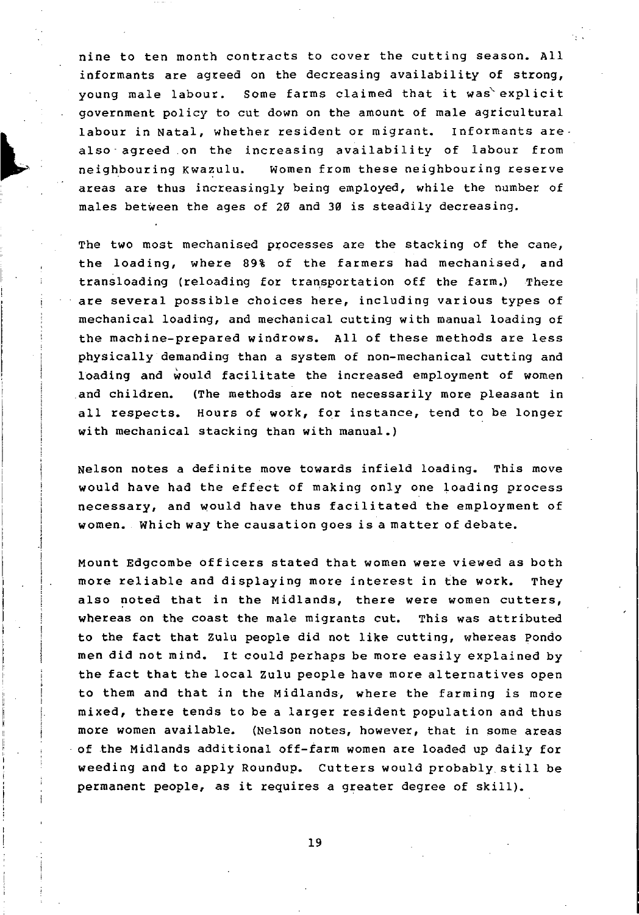nine to ten month contracts to cover the cutting season. All informants are agreed on the decreasing availability of strong, young male labour. Some farms claimed that it was explicit government policy to cut down on the amount of male agricultural labour in Natal, whether resident or migrant. Informants are also agreed on the increasing availability of labour from neighbouring Kwazulu. Women from these neighbouring reserve areas are thus increasingly being employed, while the number of males between the ages of 20 and 30 is steadily decreasing.

The two most mechanised processes are the stacking of the cane, the loading, where 89% of the farmers had mechanised, and transloading (reloading for transportation off the farm.) There are several possible choices here, including various types of mechanical loading, and mechanical cutting with manual loading of the machine-prepared windrows. All of these methods are less physically demanding than a system of non-mechanical cutting and loading and would facilitate the increased employment of women and children. (The methods are not necessarily more pleasant in all respects. Hours of work, for instance, tend to be longer with mechanical stacking than with manual.)

Nelson notes a definite move towards infield loading. This move would have had the effect of making only one loading process necessary, and would have thus facilitated the employment of women. Which way the causation goes is a matter of debate.

Mount Edgcombe officers stated that women were viewed as both more reliable and displaying more interest in the work. They also noted that in the Midlands, there were women cutters, whereas on the coast the male migrants cut. This was attributed to the fact that Zulu people did not like cutting, whereas Pondo men did not mind. It could perhaps be more easily explained by the fact that the local Zulu people have more alternatives open to them and that in the Midlands, where the farming is more mixed, there tends to be a larger resident population and thus more women available. (Nelson notes, however, that in some areas of the Midlands additional off-farm women are loaded up daily for weeding and to apply Roundup. Cutters would probably still be permanent people, as it requires a greater degree of skill).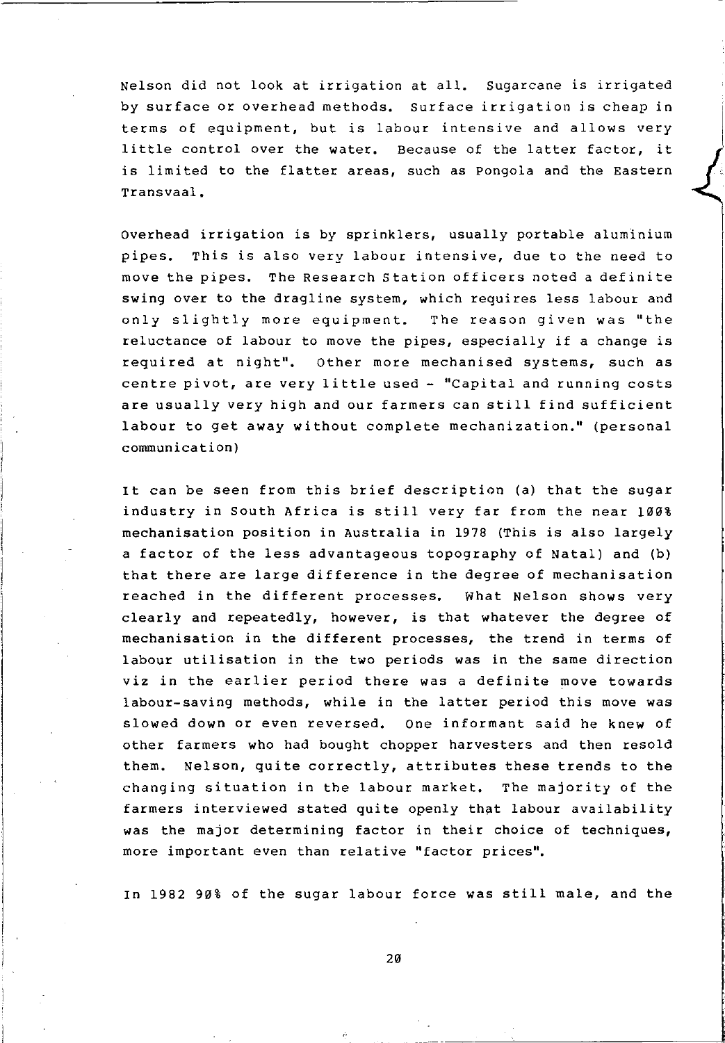Nelson did not look at irrigation at all. Sugarcane is irrigated by surface or overhead methods. Surface irrigation is cheap in terms of equipment, but is labour intensive and allows very little control over the water. Because of the latter factor, it is limited to the flatter areas, such as Pongola and the Eastern Transvaal.

Overhead irrigation is by sprinklers, usually portable aluminium pipes. This is also very labour intensive, due to the need to move the pipes. The Research Station officers noted a definite swing over to the dragline system, which requires less labour and only slightly more equipment. The reason given was "the reluctance of labour to move the pipes, especially if a change is required at night". Other more mechanised systems, such as centre pivot, are very little used - "Capital and running costs are usually very high and our farmers can still find sufficient labour to get away without complete mechanization." (personal communication)

It can be seen from this brief description (a) that the sugar industry in South Africa is still very far from the near 100% mechanisation position in Australia in 1978 (This is also largely a factor of the less advantageous topography of Natal) and (b) that there are large difference in the degree of mechanisation reached in the different processes. What Nelson shows very clearly and repeatedly, however, is that whatever the degree of mechanisation in the different processes, the trend in terms of labour utilisation in the two periods was in the same direction viz in the earlier period there was a definite move towards labour-saving methods, while in the latter period this move was slowed down or even reversed. One informant said he knew of other farmers who had bought chopper harvesters and then resold them. Nelson, quite correctly, attributes these trends to the changing situation in the labour market. The majority of the farmers interviewed stated quite openly that labour availability was the major determining factor in their choice of techniques, more important even than relative "factor prices".

In 1982 90% of the sugar labour force was still male, and the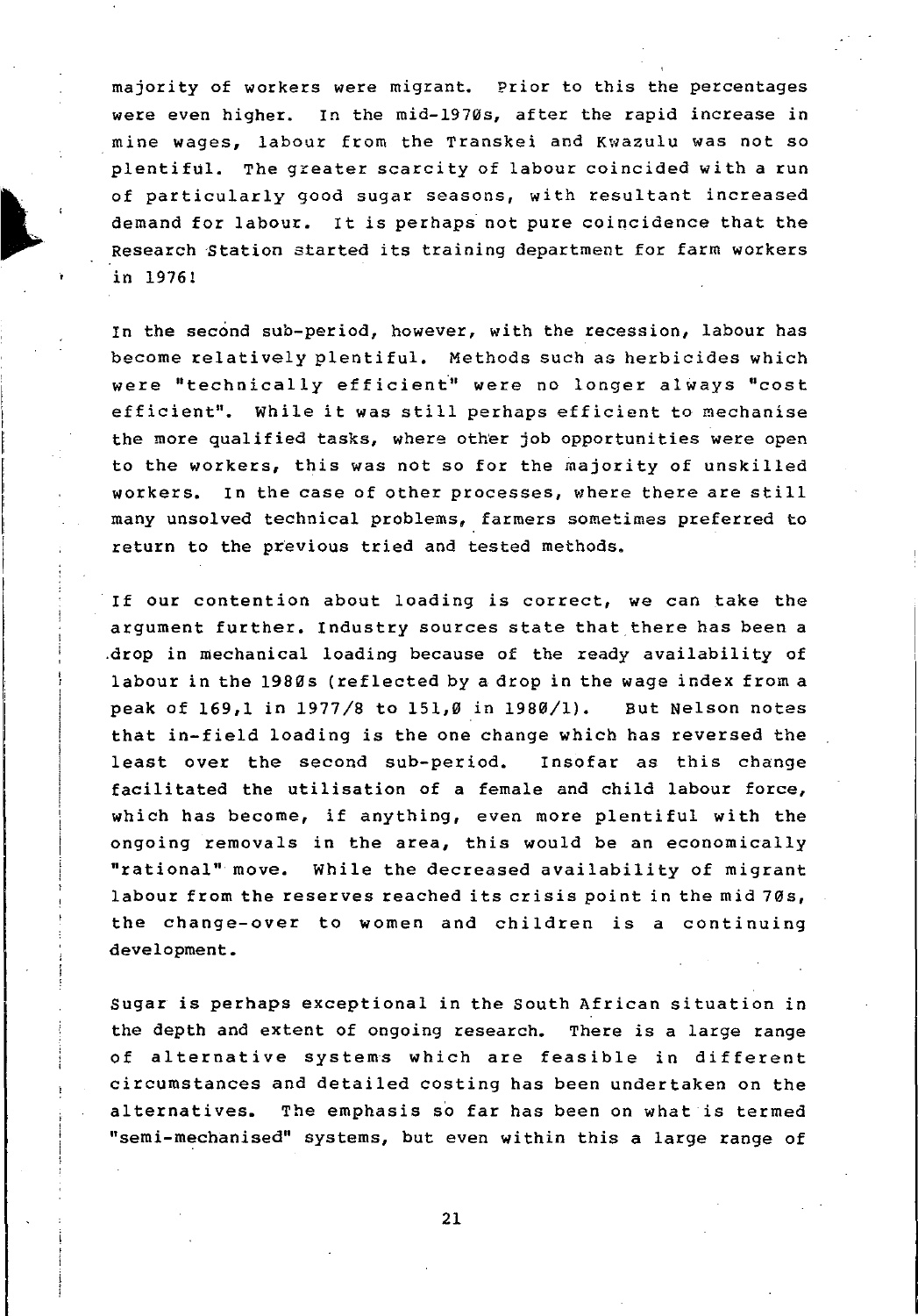majority of workers were migrant. Prior to this the percentages were even higher. In the mid-1970s, after the rapid increase in mine wages, labour from the Transkei and Kwazulu was not so plentiful. The greater scarcity of labour coincided with a run of particularly good sugar seasons, with resultant increased demand for labour. It is perhaps not pure coincidence that the Research Station started its training department for farm workers in 1976!

In the second sub-period, however, with the recession, labour has become relatively plentiful. Methods such as herbicides which were "technically efficient" were no longer always "cost efficient". While it was still perhaps efficient to mechanise the more qualified tasks, where other job opportunities were open to the workers, this was not so for the majority of unskilled workers. In the case of other processes, where there are still many unsolved technical problems, farmers sometimes preferred to return to the previous tried and tested methods.

If our contention about loading is correct, we can take the argument further. Industry sources state that there has been a drop in mechanical loading because of the ready availability of labour in the 1980s (reflected by a drop in the wage index from a peak of 169,1 in 1977/8 to 151,0 in 1980/1). But Nelson notes that in-field loading is the one change which has reversed the least over the second sub-period. Insofar as this change facilitated the utilisation of a female and child labour force, which has become, if anything, even more plentiful with the ongoing removals in the area, this would be an economically "rational" move. While the decreased availability of migrant labour from the reserves reached its crisis point in the mid 70s, the change-over to women and children is a continuing development.

Sugar is perhaps exceptional in the South African situation in the depth and extent of ongoing research. There is a large range of alternative systems which are feasible in different circumstances and detailed costing has been undertaken on the alternatives. The emphasis so far has been on what is termed "semi-mechanised" systems, but even within this a large range of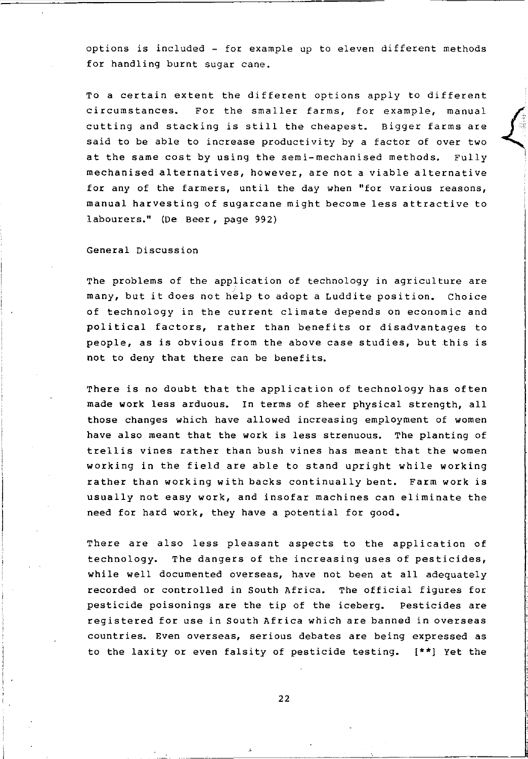options is included - for example up to eleven different methods for handling burnt sugar cane.

To a certain extent the different options apply to different circumstances. For the smaller farms, for example, manual cutting and stacking is still the cheapest. Bigger farms are said to be able to increase productivity by a factor of over two at the same cost by using the semi-mechanised methods. Fully mechanised alternatives, however, are not a viable alternative for any of the farmers, until the day when "for various reasons, manual harvesting of sugarcane might become less attractive to labourers." (De Beer, page 992)

## General Discussion

The problems of the application of technology in agriculture are many, but it does not help to adopt a Luddite position. Choice of technology in the current climate depends on economic and political factors, rather than benefits or disadvantages to people, as is obvious from the above case studies, but this is not to deny that there can be benefits.

There is no doubt that the application of technology has often made work less arduous. In terms of sheer physical strength, all those changes which have allowed increasing employment of women have also meant that the work is less strenuous. The planting of trellis vines rather than bush vines has meant that the women working in the field are able to stand upright while working rather than working with backs continually bent. Farm work is usually not easy work, and insofar machines can eliminate the need for hard work, they have a potential for good.

There are also less pleasant aspects to the application of technology. The dangers of the increasing uses of pesticides, while well documented overseas, have not been at all adequately recorded or controlled in South Africa. The official figures for pesticide poisonings are the tip of the iceberg. Pesticides are registered for use in South Africa which are banned in overseas countries. Even overseas, serious debates are being expressed as to the laxity or even falsity of pesticide testing. [**] Yet the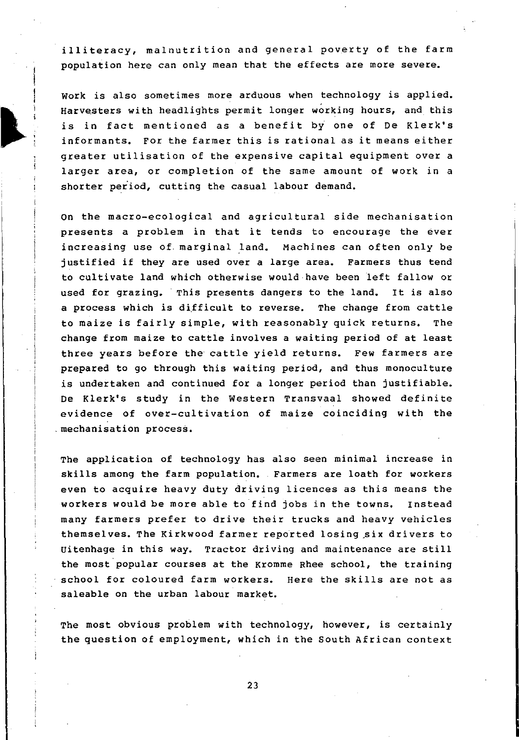illiteracy, malnutrition and general poverty of the farm population here can only mean that the effects are more severe.

Work is also sometimes more arduous when technology is applied. Harvesters with headlights permit longer working hours, and this is in fact mentioned as a benefit by one of De Klerk's informants. For the farmer this is rational as it means either greater utilisation of the expensive capital equipment over a larger area, or completion of the same amount of work in a shorter period, cutting the casual labour demand.

On the macro-ecological and agricultural side mechanisation presents a problem in that it tends to encourage the ever increasing use of marginal land. Machines can often only be justified if they are used over a large area. Farmers thus tend to cultivate land which otherwise would have been left fallow or used for grazing. This presents dangers to the land. It is also a process which is difficult to reverse. The change from cattle to maize is fairly simple, with reasonably quick returns. The change from maize to cattle involves a waiting period of at least three years before the cattle yield returns. Few farmers are prepared to go through this waiting period, and thus monoculture is undertaken and continued for a longer period than justifiable. De Klerk's study in the Western Transvaal showed definite evidence of over-cultivation of maize coinciding with the mechanisation process.

The application of technology has also seen minimal increase in skills among the farm population. Farmers are loath for workers even to acquire heavy duty driving licences as this means the workers would be more able to find jobs in the towns. Instead many farmers prefer to drive their trucks and heavy vehicles themselves. The Kirkwood farmer reported losing six drivers to Uitenhage in this way. Tractor driving and maintenance are still the most popular courses at the Kromme Rhee school, the training school for coloured farm workers. Here the skills are not as saleable on the urban labour market.

The most obvious problem with technology, however, is certainly the question of employment, which in the South African context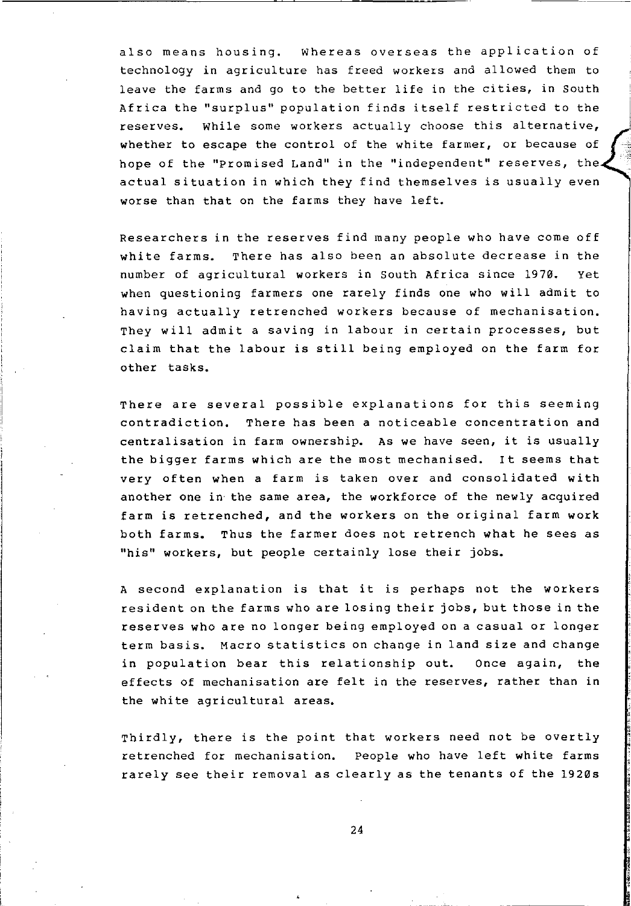also means housing. Whereas overseas the application of technology in agriculture has freed workers and allowed them to leave the farms and go to the better life in the cities, in South Africa the "surplus" population finds itself restricted to the reserves. While some workers actually choose this alternative, whether to escape the control of the white farmer, or because of hope of the "Promised Land" in the "independent" reserves, the actual situation in which they find themselves is usually even worse than that on the farms they have left.

Researchers in the reserves find many people who have come off white farms. There has also been an absolute decrease in the number of agricultural workers in South Africa since 1970. Yet when questioning farmers one rarely finds one who will admit to having actually retrenched workers because of mechanisation. They will admit a saving in labour in certain processes, but claim that the labour is still being employed on the farm for other tasks.

There are several possible explanations for this seeming contradiction. There has been a noticeable concentration and centralisation in farm ownership. As we have seen, it is usually the bigger farms which are the most mechanised. It seems that very often when a farm is taken over and consolidated with another one in the same area, the workforce of the newly acquired farm is retrenched, and the workers on the original farm work both farms. Thus the farmer does not retrench what he sees as "his" workers, but people certainly lose their jobs.

A second explanation is that it is perhaps not the workers resident on the farms who are losing their jobs, but those in the reserves who are no longer being employed on a casual or longer term basis. Macro statistics on change in land size and change in population bear this relationship out. Once again, the effects of mechanisation are felt in the reserves, rather than in the white agricultural areas.

Thirdly, there is the point that workers need not be overtly retrenched for mechanisation. People who have left white farms rarely see their removal as clearly as the tenants of the 1920s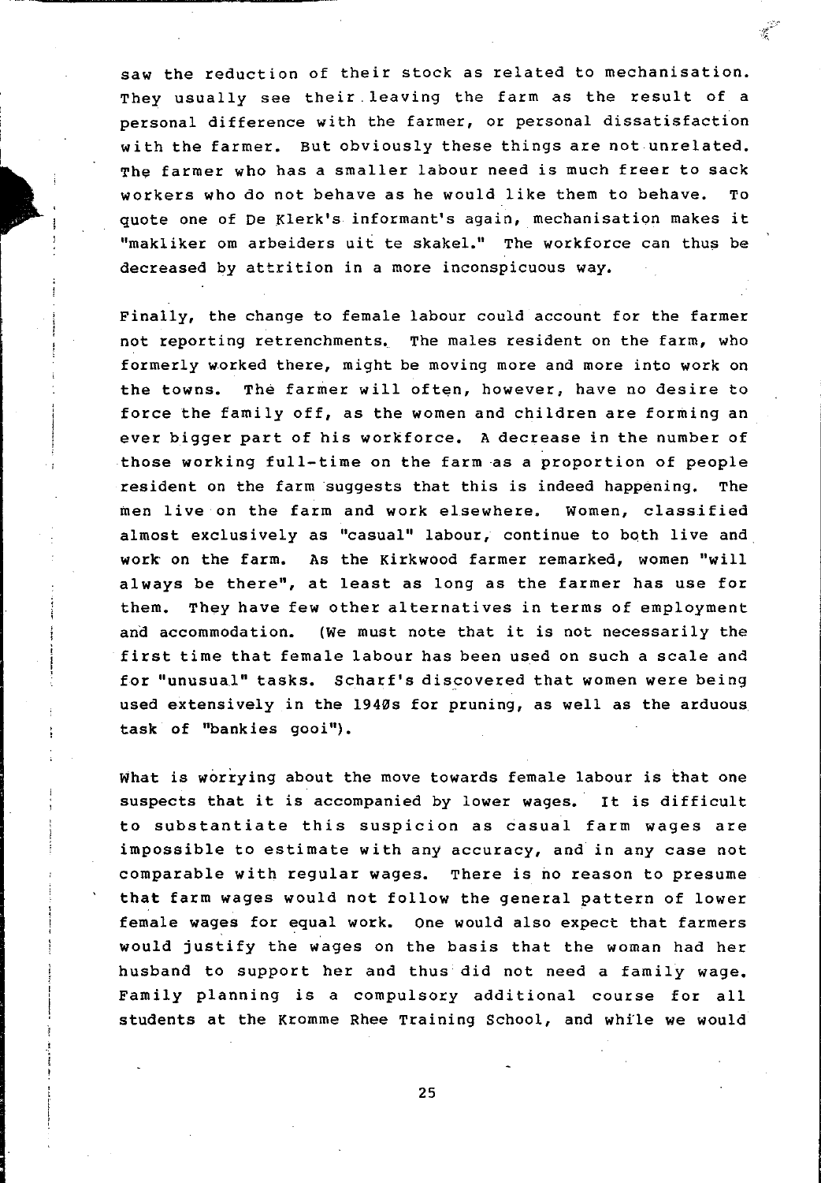saw the reduction of their stock as related to mechanisation. They usually see their leaving the farm as the result of a personal difference with the farmer, or personal dissatisfaction with the farmer. But obviously these things are not unrelated. The farmer who has a smaller labour need is much freer to sack workers who do not behave as he would like them to behave. To quote one of De Klerk's informant's again, mechanisation makes it "makliker om arbeiders uit te skakel." The workforce can thus be decreased by attrition in a more inconspicuous way.

Finally, the change to female labour could account for the farmer not reporting retrenchments. The males resident on the farm, who formerly worked there, might be moving more and more into work on the towns. The farmer will often, however, have no desire to force the family off, as the women and children are forming an ever bigger part of his workforce. A decrease in the number of those working full-time on the farm as a proportion of people resident on the farm suggests that this is indeed happening. The men live on the farm and work elsewhere. Women, classified almost exclusively as "casual" labour, continue to both live and work on the farm. As the Kirkwood farmer remarked, women "will always be there", at least as long as the farmer has use for them. They have few other alternatives in terms of employment and accommodation. (We must note that it is not necessarily the first time that female labour has been used on such a scale and for "unusual" tasks. Scharf's discovered that women were being used extensively in the 1940s for pruning, as well as the arduous task of "bankies gooi").

What is worrying about the move towards female labour is that one suspects that it is accompanied by lower wages. It is difficult to substantiate this suspicion as casual farm wages are impossible to estimate with any accuracy, and in any case not comparable with regular wages. There is no reason to presume that farm wages would not follow the general pattern of lower female wages for equal work. One would also expect that farmers would justify the wages on the basis that the woman had her husband to support her and thus did not need a family wage. Family planning is a compulsory additional course for all students at the Kromme Rhee Training School, and while we would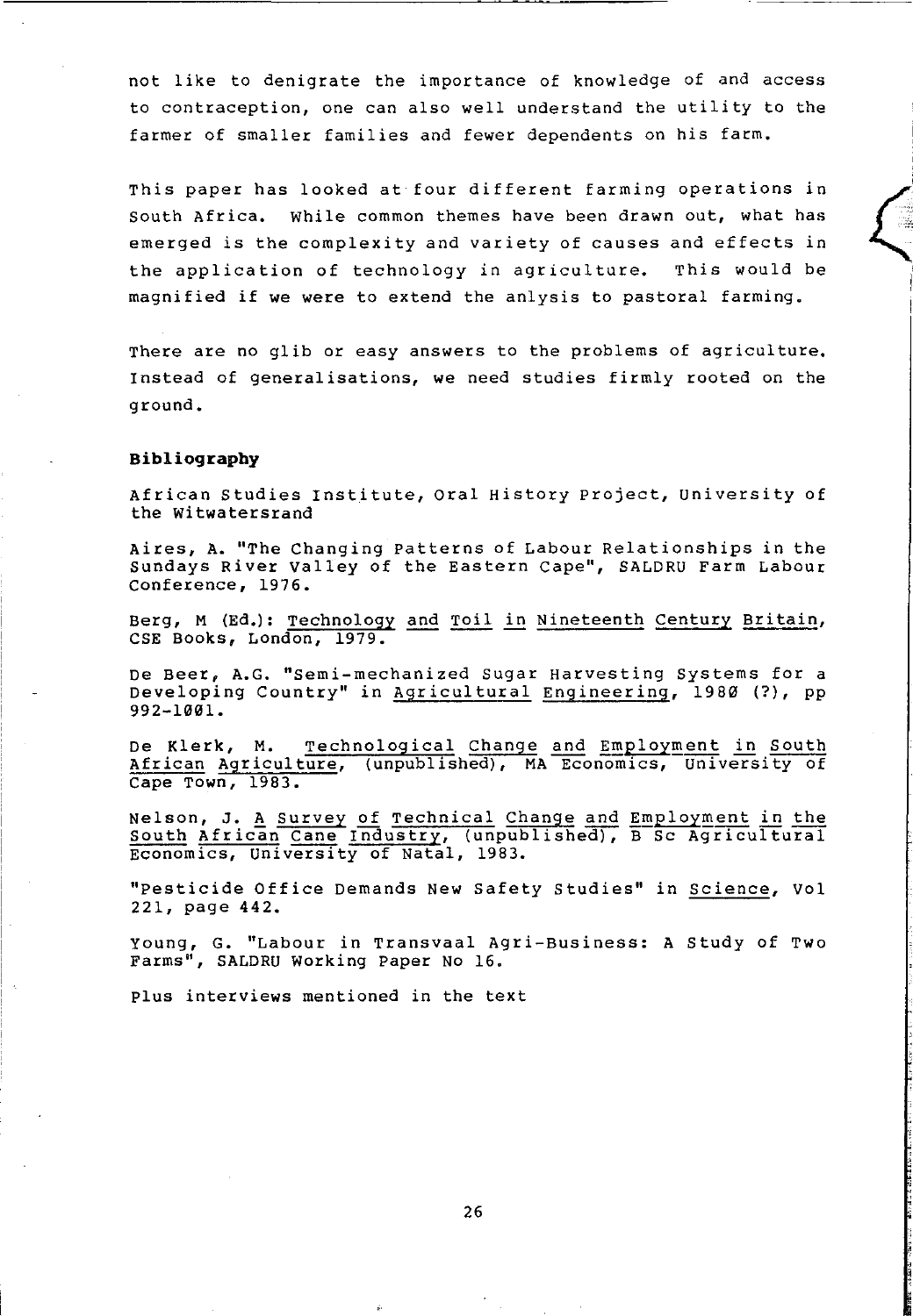not like to denigrate the importance of knowledge of and access to contraception, one can also well understand the utility to the farmer of smaller families and fewer dependents on his farm.

This paper has looked at four different farming operations in South Africa. While common themes have been drawn out, what has emerged is the complexity and variety of causes and effects in the application of technology in agriculture. This would be magnified if we were to extend the anlysis to pastoral farming.

There are no glib or easy answers to the problems of agriculture. Instead of generalisations, we need studies firmly rooted on the ground.

**Bibliography**

African Studies Institute, Oral History Project, University of the Witwatersrand

Aires, A. "The Changing Patterns of Labour Relationships in the Sundays River Valley of the Eastern Cape", SALDRU Farm Labour Conference, 1976.

Berg, M (Ed.): Technology and Toil in Nineteenth Century Britain, CSE Books, London, 1979.

De Beer, A.G. "Semi-mechanized Sugar Harvesting Systems for a Developing Country" in Agricultural Engineering, 1980 (?), pp 992-1001.

De Klerk, M. Technological Change and Employment in South African Agriculture, (unpublished), MA Economics, University of Cape Town, 1983.

Nelson, J. A Survey of Technical Change and Employment in the South African Cane Industry, (unpublished), B Sc Agricultural Economics, University of Natal, 1983.

"Pesticide Office Demands New Safety Studies" in Science, Vol 221, page 442.

Young, G. "Labour in Transvaal Agri-Business: A Study of Two Farms", SALDRU Working Paper No 16.

Plus interviews mentioned in the text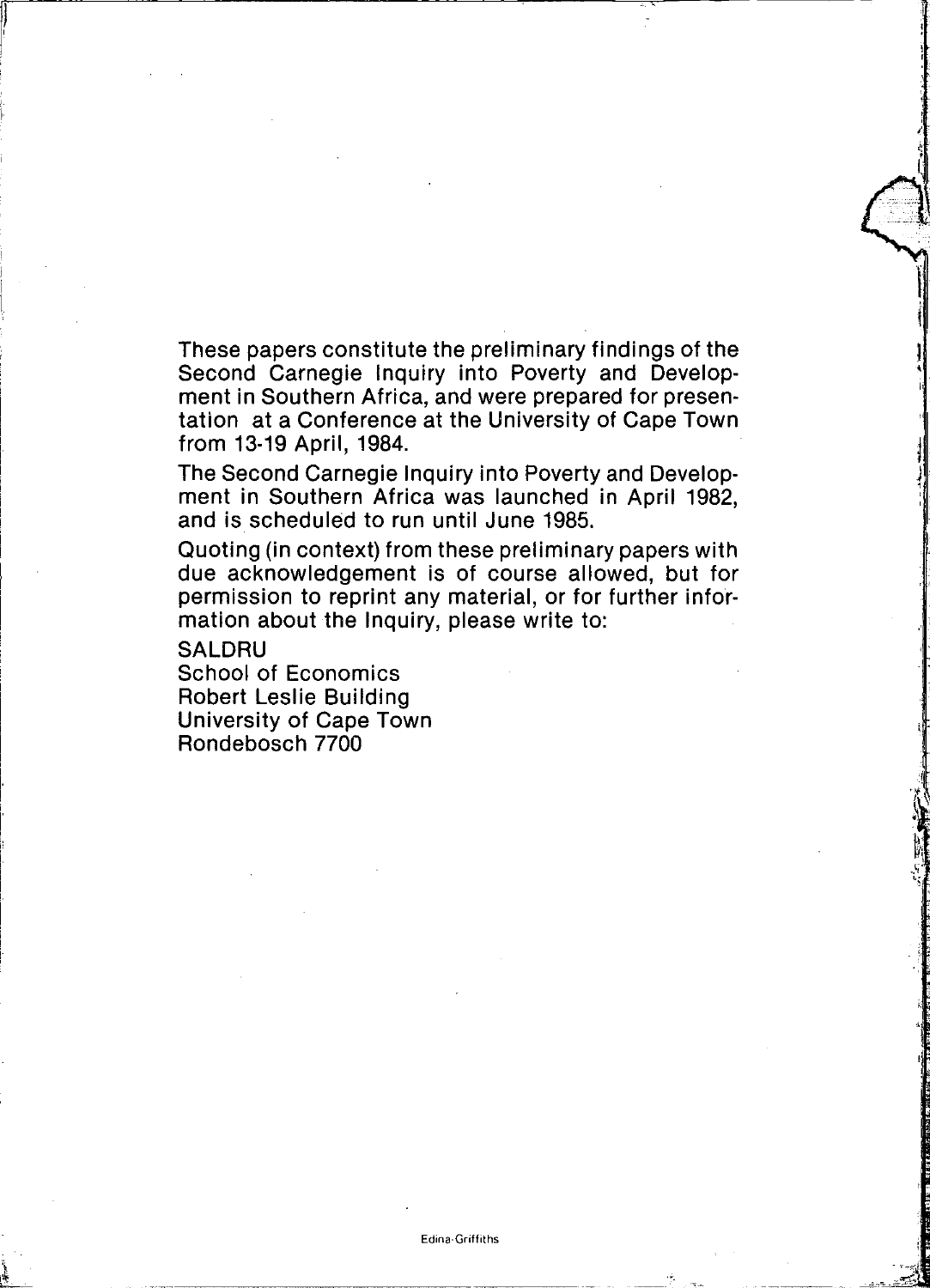These papers constitute the preliminary findings of the Second Carnegie Inquiry into Poverty and Development in Southern Africa, and were prepared for presentation at a Conference at the University of Cape Town from 13-19 April, 1984.

The Second Carnegie Inquiry into Poverty and Development in Southern Africa was launched in April 1982, and is scheduled to run until June 1985.

Quoting (in context) from these preliminary papers with due acknowledgement is of course allowed, but for permission to reprint any material, or for further information about the Inquiry, please write to:

SALDRU
School of Economics
Robert Leslie Building
University of Cape Town
Rondebosch 7700

Edina-Griffiths